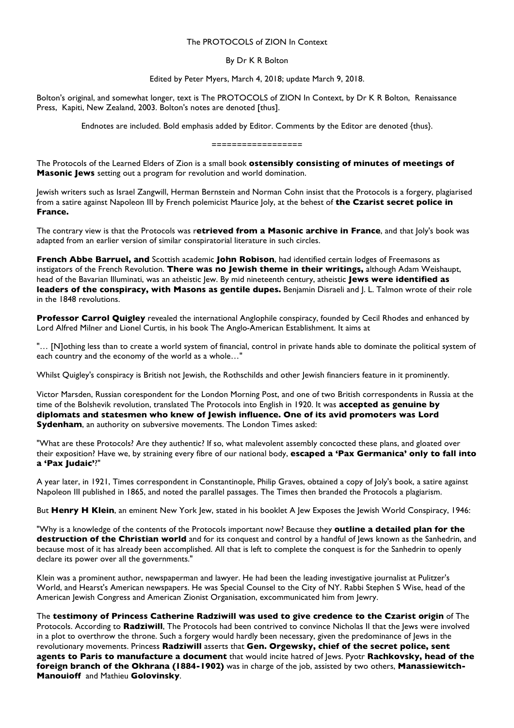The PROTOCOLS of ZION In Context

By Dr K R Bolton

Edited by Peter Myers, March 4, 2018; update March 9, 2018.

Bolton's original, and somewhat longer, text is The PROTOCOLS of ZION In Context, by Dr K R Bolton, Renaissance Press, Kapiti, New Zealand, 2003. Bolton's notes are denoted [thus].

Endnotes are included. Bold emphasis added by Editor. Comments by the Editor are denoted {thus}.

==================

The Protocols of the Learned Elders of Zion is a small book **ostensibly consisting of minutes of meetings of Masonic Jews** setting out a program for revolution and world domination.

Jewish writers such as Israel Zangwill, Herman Bernstein and Norman Cohn insist that the Protocols is a forgery, plagiarised from a satire against Napoleon III by French polemicist Maurice Joly, at the behest of **the Czarist secret police in France.**

The contrary view is that the Protocols was r**etrieved from a Masonic archive in France**, and that Joly's book was adapted from an earlier version of similar conspiratorial literature in such circles.

**French Abbe Barruel, and** Scottish academic **John Robison**, had identified certain lodges of Freemasons as instigators of the French Revolution. **There was no Jewish theme in their writings,** although Adam Weishaupt, head of the Bavarian Illuminati, was an atheistic Jew. By mid nineteenth century, atheistic **Jews were identified as leaders of the conspiracy, with Masons as gentile dupes.** Benjamin Disraeli and J. L. Talmon wrote of their role in the 1848 revolutions.

**Professor Carrol Quigley** revealed the international Anglophile conspiracy, founded by Cecil Rhodes and enhanced by Lord Alfred Milner and Lionel Curtis, in his book The Anglo-American Establishment. It aims at

"… [N]othing less than to create a world system of financial, control in private hands able to dominate the political system of each country and the economy of the world as a whole…"

Whilst Quigley's conspiracy is British not Jewish, the Rothschilds and other Jewish financiers feature in it prominently.

Victor Marsden, Russian corespondent for the London Morning Post, and one of two British correspondents in Russia at the time of the Bolshevik revolution, translated The Protocols into English in 1920. It was **accepted as genuine by diplomats and statesmen who knew of Jewish influence. One of its avid promoters was Lord Sydenham**, an authority on subversive movements. The London Times asked:

"What are these Protocols? Are they authentic? If so, what malevolent assembly concocted these plans, and gloated over their exposition? Have we, by straining every fibre of our national body, **escaped a 'Pax Germanica' only to fall into a 'Pax Judaic'**?"

A year later, in 1921, Times correspondent in Constantinople, Philip Graves, obtained a copy of Joly's book, a satire against Napoleon III published in 1865, and noted the parallel passages. The Times then branded the Protocols a plagiarism.

But **Henry H Klein**, an eminent New York Jew, stated in his booklet A Jew Exposes the Jewish World Conspiracy, 1946:

"Why is a knowledge of the contents of the Protocols important now? Because they **outline a detailed plan for the destruction of the Christian world** and for its conquest and control by a handful of Jews known as the Sanhedrin, and because most of it has already been accomplished. All that is left to complete the conquest is for the Sanhedrin to openly declare its power over all the governments."

Klein was a prominent author, newspaperman and lawyer. He had been the leading investigative journalist at Pulitzer's World, and Hearst's American newspapers. He was Special Counsel to the City of NY. Rabbi Stephen S Wise, head of the American Jewish Congress and American Zionist Organisation, excommunicated him from Jewry.

The **testimony of Princess Catherine Radziwill was used to give credence to the Czarist origin** of The Protocols. According to **Radziwill**, The Protocols had been contrived to convince Nicholas II that the Jews were involved in a plot to overthrow the throne. Such a forgery would hardly been necessary, given the predominance of Jews in the revolutionary movements. Princess **Radziwill** asserts that **Gen. Orgewsky, chief of the secret police, sent agents to Paris to manufacture a document** that would incite hatred of Jews. Pyotr **Rachkovsky, head of the foreign branch of the Okhrana (1884-1902)** was in charge of the job, assisted by two others, **Manassiewitch-Manouioff** and Mathieu **Golovinsky**.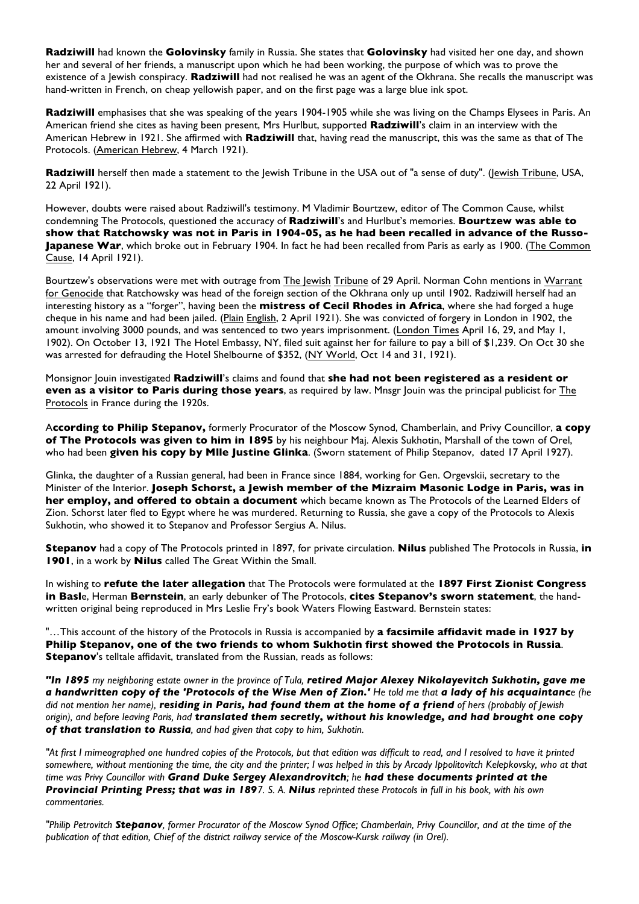**Radziwill** had known the **Golovinsky** family in Russia. She states that **Golovinsky** had visited her one day, and shown her and several of her friends, a manuscript upon which he had been working, the purpose of which was to prove the existence of a Jewish conspiracy. **Radziwill** had not realised he was an agent of the Okhrana. She recalls the manuscript was hand-written in French, on cheap yellowish paper, and on the first page was a large blue ink spot.

**Radziwill** emphasises that she was speaking of the years 1904-1905 while she was living on the Champs Elysees in Paris. An American friend she cites as having been present, Mrs Hurlbut, supported **Radziwill**'s claim in an interview with the American Hebrew in 1921. She affirmed with **Radziwill** that, having read the manuscript, this was the same as that of The Protocols. (American Hebrew, 4 March 1921).

**Radziwill** herself then made a statement to the Jewish Tribune in the USA out of "a sense of duty". (Jewish Tribune, USA, 22 April 1921).

However, doubts were raised about Radziwill's testimony. M Vladimir Bourtzew, editor of The Common Cause, whilst condemning The Protocols, questioned the accuracy of **Radziwill**'s and Hurlbut's memories. **Bourtzew was able to show that Ratchowsky was not in Paris in 1904-05, as he had been recalled in advance of the Russo-Japanese War**, which broke out in February 1904. In fact he had been recalled from Paris as early as 1900. (The Common Cause, 14 April 1921).

Bourtzew's observations were met with outrage from The Jewish Tribune of 29 April. Norman Cohn mentions in Warrant for Genocide that Ratchowsky was head of the foreign section of the Okhrana only up until 1902. Radziwill herself had an interesting history as a "forger", having been the **mistress of Cecil Rhodes in Africa**, where she had forged a huge cheque in his name and had been jailed. (Plain English, 2 April 1921). She was convicted of forgery in London in 1902, the amount involving 3000 pounds, and was sentenced to two years imprisonment. (London Times April 16, 29, and May 1, 1902). On October 13, 1921 The Hotel Embassy, NY, filed suit against her for failure to pay a bill of $1,239. On Oct 30 she was arrested for defrauding the Hotel Shelbourne of $352, (NY World, Oct 14 and 31, 1921).

Monsignor Jouin investigated **Radziwill**'s claims and found that **she had not been registered as a resident or even as a visitor to Paris during those years**, as required by law. Mnsgr Jouin was the principal publicist for The Protocols in France during the 1920s.

A**ccording to Philip Stepanov,** formerly Procurator of the Moscow Synod, Chamberlain, and Privy Councillor, **a copy of The Protocols was given to him in 1895** by his neighbour Maj. Alexis Sukhotin, Marshall of the town of Orel, who had been **given his copy by Mlle Justine Glinka**. (Sworn statement of Philip Stepanov, dated 17 April 1927).

Glinka, the daughter of a Russian general, had been in France since 1884, working for Gen. Orgevskii, secretary to the Minister of the Interior. **Joseph Schorst, a Jewish member of the Mizraim Masonic Lodge in Paris, was in her employ, and offered to obtain a document** which became known as The Protocols of the Learned Elders of Zion. Schorst later fled to Egypt where he was murdered. Returning to Russia, she gave a copy of the Protocols to Alexis Sukhotin, who showed it to Stepanov and Professor Sergius A. Nilus.

**Stepanov** had a copy of The Protocols printed in 1897, for private circulation. **Nilus** published The Protocols in Russia, **in 1901**, in a work by **Nilus** called The Great Within the Small.

In wishing to **refute the later allegation** that The Protocols were formulated at the **1897 First Zionist Congress in Basl**e, Herman **Bernstein**, an early debunker of The Protocols, **cites Stepanov's sworn statement**, the hand-written original being reproduced in Mrs Leslie Fry's book Waters Flowing Eastward. Bernstein states:

"…This account of the history of the Protocols in Russia is accompanied by **a facsimile affidavit made in 1927 by Philip Stepanov, one of the two friends to whom Sukhotin first showed the Protocols in Russia**. **Stepanov**'s telltale affidavit, translated from the Russian, reads as follows:

***"In 1895** my neighboring estate owner in the province of Tula, **retired Major Alexey Nikolayevitch Sukhotin, gave me a handwritten copy of the 'Protocols of the Wise Men of Zion.'** He told me that **a lady of his acquaintanc**e (he did not mention her name), **residing in Paris, had found them at the home of a friend** of hers (probably of Jewish origin), and before leaving Paris, had **translated them secretly, without his knowledge, and had brought one copy of that translation to Russia**, and had given that copy to him, Sukhotin.*

*"At first I mimeographed one hundred copies of the Protocols, but that edition was difficult to read, and I resolved to have it printed somewhere, without mentioning the time, the city and the printer; I was helped in this by Arcady Ippolitovitch Kelepkovsky, who at that time was Privy Councillor with **Grand Duke Sergey Alexandrovitch**; he **had these documents printed at the Provincial Printing Press; that was in 189**7. S. A. **Nilus** reprinted these Protocols in full in his book, with his own commentaries.*

*"Philip Petrovitch **Stepanov**, former Procurator of the Moscow Synod Office; Chamberlain, Privy Councillor, and at the time of the publication of that edition, Chief of the district railway service of the Moscow-Kursk railway (in Orel).*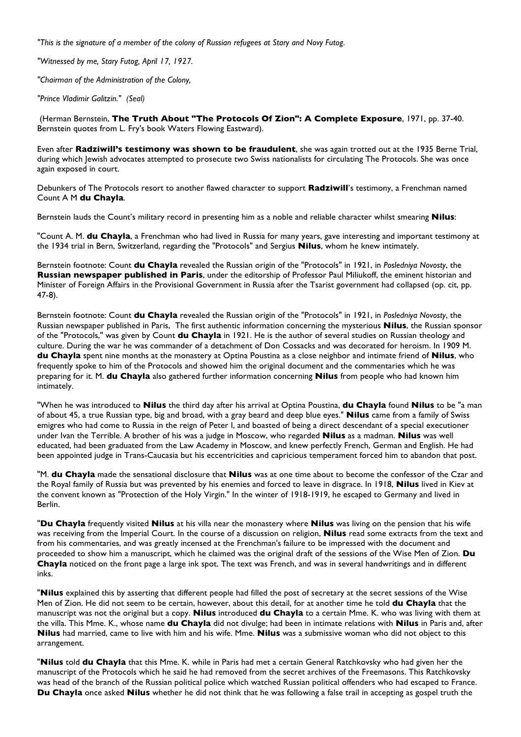*"This is the signature of a member of the colony of Russian refugees at Stary and Novy Futog.*

*"Witnessed by me, Stary Futog, April 17, 1927.*

*"Chairman of the Administration of the Colony,*

*"Prince Vladimir Galitzin." (Seal)*

(Herman Bernstein, **The Truth About "The Protocols Of Zion": A Complete Exposure**, 1971, pp. 37-40. Bernstein quotes from L. Fry's book Waters Flowing Eastward).

Even after **Radziwill's testimony was shown to be fraudulent**, she was again trotted out at the 1935 Berne Trial, during which Jewish advocates attempted to prosecute two Swiss nationalists for circulating The Protocols. She was once again exposed in court.

Debunkers of The Protocols resort to another flawed character to support **Radziwill**'s testimony, a Frenchman named Count A M **du Chayla**.

Bernstein lauds the Count's military record in presenting him as a noble and reliable character whilst smearing **Nilus**:

"Count A. M. **du Chayla**, a Frenchman who had lived in Russia for many years, gave interesting and important testimony at the 1934 trial in Bern, Switzerland, regarding the "Protocols" and Sergius **Nilus**, whom he knew intimately.

Bernstein footnote: Count **du Chayla** revealed the Russian origin of the "Protocols" in 1921, in *Posledniya Novosty*, the **Russian newspaper published in Paris**, under the editorship of Professor Paul Miliukoff, the eminent historian and Minister of Foreign Affairs in the Provisional Government in Russia after the Tsarist government had collapsed (op. cit, pp. 47-8).

Bernstein footnote: Count **du Chayla** revealed the Russian origin of the "Protocols" in 1921, in *Posledniya Novosty*, the Russian newspaper published in Paris, The first authentic information concerning the mysterious **Nilus**, the Russian sponsor of the "Protocols," was given by Count **du Chayla** in 1921. He is the author of several studies on Russian theology and culture. During the war he was commander of a detachment of Don Cossacks and was decorated for heroism. In 1909 M. **du Chayla** spent nine months at the monastery at Optina Poustina as a close neighbor and intimate friend of **Nilus**, who frequently spoke to him of the Protocols and showed him the original document and the commentaries which he was preparing for it. M. **du Chayla** also gathered further information concerning **Nilus** from people who had known him intimately.

"When he was introduced to **Nilus** the third day after his arrival at Optina Poustina, **du Chayla** found **Nilus** to be "a man of about 45, a true Russian type, big and broad, with a gray beard and deep blue eyes." **Nilus** came from a family of Swiss emigres who had come to Russia in the reign of Peter I, and boasted of being a direct descendant of a special executioner under Ivan the Terrible. A brother of his was a judge in Moscow, who regarded **Nilus** as a madman. **Nilus** was well educated, had been graduated from the Law Academy in Moscow, and knew perfectly French, German and English. He had been appointed judge in Trans-Caucasia but his eccentricities and capricious temperament forced him to abandon that post.

"M. **du Chayla** made the sensational disclosure that **Nilus** was at one time about to become the confessor of the Czar and the Royal family of Russia but was prevented by his enemies and forced to leave in disgrace. In 1918, **Nilus** lived in Kiev at the convent known as "Protection of the Holy Virgin." In the winter of 1918-1919, he escaped to Germany and lived in Berlin.

"**Du Chayla** frequently visited **Nilus** at his villa near the monastery where **Nilus** was living on the pension that his wife was receiving from the Imperial Court. In the course of a discussion on religion, **Nilus** read some extracts from the text and from his commentaries, and was greatly incensed at the Frenchman's failure to be impressed with the document and proceeded to show him a manuscript, which he claimed was the original draft of the sessions of the Wise Men of Zion. **Du Chayla** noticed on the front page a large ink spot. The text was French, and was in several handwritings and in different inks.

"**Nilus** explained this by asserting that different people had filled the post of secretary at the secret sessions of the Wise Men of Zion. He did not seem to be certain, however, about this detail, for at another time he told **du Chayla** that the manuscript was not the original but a copy. **Nilus** introduced **du Chayla** to a certain Mme. K. who was living with them at the villa. This Mme. K., whose name **du Chayla** did not divulge; had been in intimate relations with **Nilus** in Paris and, after **Nilus** had married, came to live with him and his wife. Mme. **Nilus** was a submissive woman who did not object to this arrangement.

"**Nilus** told **du Chayla** that this Mme. K. while in Paris had met a certain General Ratchkovsky who had given her the manuscript of the Protocols which he said he had removed from the secret archives of the Freemasons. This Ratchkovsky was head of the branch of the Russian political police which watched Russian political offenders who had escaped to France. **Du Chayla** once asked **Nilus** whether he did not think that he was following a false trail in accepting as gospel truth the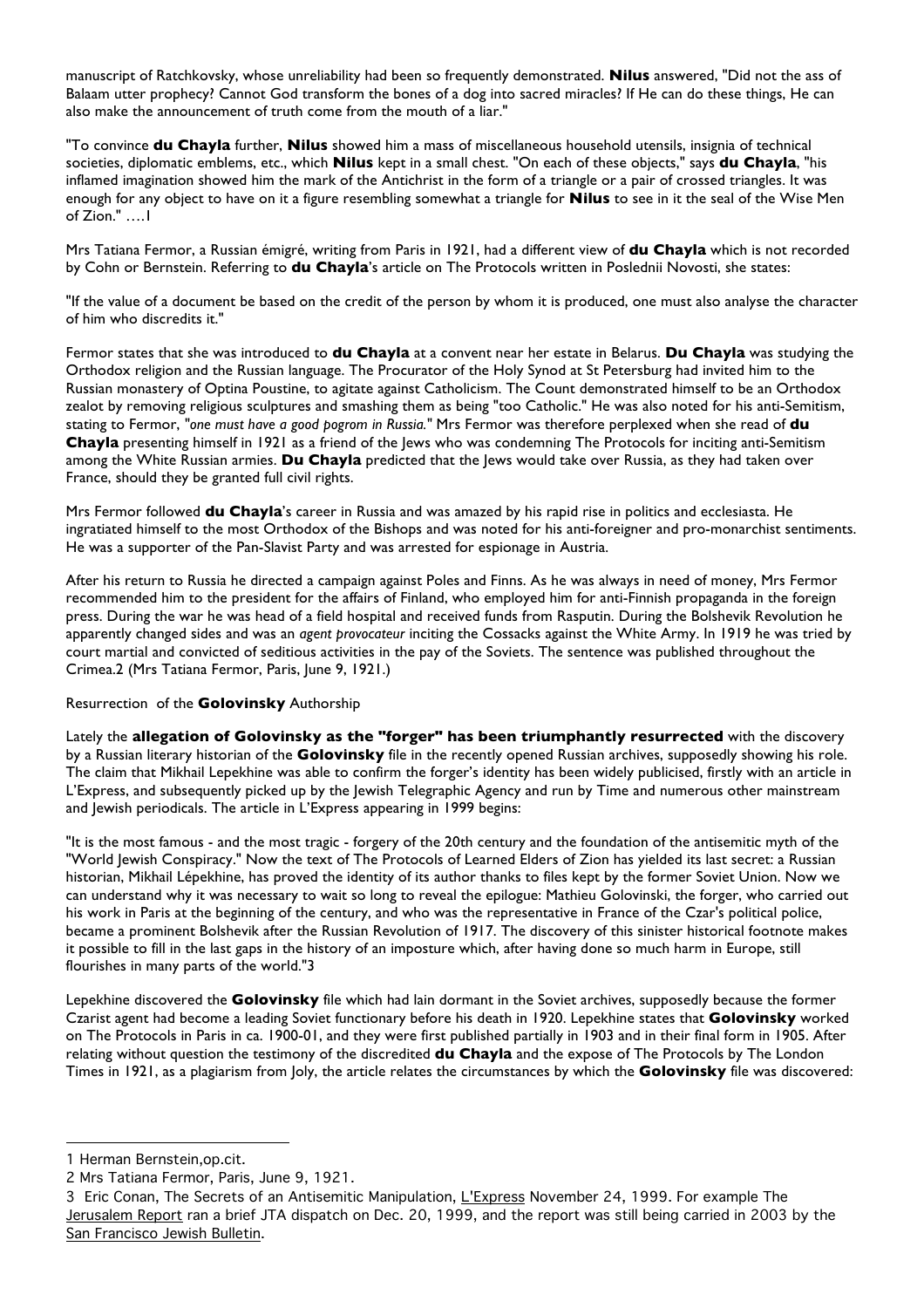manuscript of Ratchkovsky, whose unreliability had been so frequently demonstrated. **Nilus** answered, "Did not the ass of Balaam utter prophecy? Cannot God transform the bones of a dog into sacred miracles? If He can do these things, He can also make the announcement of truth come from the mouth of a liar."

"To convince **du Chayla** further, **Nilus** showed him a mass of miscellaneous household utensils, insignia of technical societies, diplomatic emblems, etc., which **Nilus** kept in a small chest. "On each of these objects," says **du Chayla**, "his inflamed imagination showed him the mark of the Antichrist in the form of a triangle or a pair of crossed triangles. It was enough for any object to have on it a figure resembling somewhat a triangle for **Nilus** to see in it the seal of the Wise Men of Zion." ….1

Mrs Tatiana Fermor, a Russian émigré, writing from Paris in 1921, had a different view of **du Chayla** which is not recorded by Cohn or Bernstein. Referring to **du Chayla**'s article on The Protocols written in Poslednii Novosti, she states:

"If the value of a document be based on the credit of the person by whom it is produced, one must also analyse the character of him who discredits it."

Fermor states that she was introduced to **du Chayla** at a convent near her estate in Belarus. **Du Chayla** was studying the Orthodox religion and the Russian language. The Procurator of the Holy Synod at St Petersburg had invited him to the Russian monastery of Optina Poustine, to agitate against Catholicism. The Count demonstrated himself to be an Orthodox zealot by removing religious sculptures and smashing them as being "too Catholic." He was also noted for his anti-Semitism, stating to Fermor, "*one must have a good pogrom in Russia.*" Mrs Fermor was therefore perplexed when she read of **du Chayla** presenting himself in 1921 as a friend of the Jews who was condemning The Protocols for inciting anti-Semitism among the White Russian armies. **Du Chayla** predicted that the Jews would take over Russia, as they had taken over France, should they be granted full civil rights.

Mrs Fermor followed **du Chayla**'s career in Russia and was amazed by his rapid rise in politics and ecclesiasta. He ingratiated himself to the most Orthodox of the Bishops and was noted for his anti-foreigner and pro-monarchist sentiments. He was a supporter of the Pan-Slavist Party and was arrested for espionage in Austria.

After his return to Russia he directed a campaign against Poles and Finns. As he was always in need of money, Mrs Fermor recommended him to the president for the affairs of Finland, who employed him for anti-Finnish propaganda in the foreign press. During the war he was head of a field hospital and received funds from Rasputin. During the Bolshevik Revolution he apparently changed sides and was an *agent provocateur* inciting the Cossacks against the White Army. In 1919 he was tried by court martial and convicted of seditious activities in the pay of the Soviets. The sentence was published throughout the Crimea.2 (Mrs Tatiana Fermor, Paris, June 9, 1921.)

Resurrection of the **Golovinsky** Authorship

Lately the **allegation of Golovinsky as the "forger" has been triumphantly resurrected** with the discovery by a Russian literary historian of the **Golovinsky** file in the recently opened Russian archives, supposedly showing his role. The claim that Mikhail Lepekhine was able to confirm the forger's identity has been widely publicised, firstly with an article in L'Express, and subsequently picked up by the Jewish Telegraphic Agency and run by Time and numerous other mainstream and Jewish periodicals. The article in L'Express appearing in 1999 begins:

"It is the most famous - and the most tragic - forgery of the 20th century and the foundation of the antisemitic myth of the "World Jewish Conspiracy." Now the text of The Protocols of Learned Elders of Zion has yielded its last secret: a Russian historian, Mikhail Lépekhine, has proved the identity of its author thanks to files kept by the former Soviet Union. Now we can understand why it was necessary to wait so long to reveal the epilogue: Mathieu Golovinski, the forger, who carried out his work in Paris at the beginning of the century, and who was the representative in France of the Czar's political police, became a prominent Bolshevik after the Russian Revolution of 1917. The discovery of this sinister historical footnote makes it possible to fill in the last gaps in the history of an imposture which, after having done so much harm in Europe, still flourishes in many parts of the world."3

Lepekhine discovered the **Golovinsky** file which had lain dormant in the Soviet archives, supposedly because the former Czarist agent had become a leading Soviet functionary before his death in 1920. Lepekhine states that **Golovinsky** worked on The Protocols in Paris in ca. 1900-01, and they were first published partially in 1903 and in their final form in 1905. After relating without question the testimony of the discredited **du Chayla** and the expose of The Protocols by The London Times in 1921, as a plagiarism from Joly, the article relates the circumstances by which the **Golovinsky** file was discovered:

---

1 Herman Bernstein,op.cit.

2 Mrs Tatiana Fermor, Paris, June 9, 1921.

3 Eric Conan, The Secrets of an Antisemitic Manipulation, L'Express November 24, 1999. For example The Jerusalem Report ran a brief JTA dispatch on Dec. 20, 1999, and the report was still being carried in 2003 by the San Francisco Jewish Bulletin.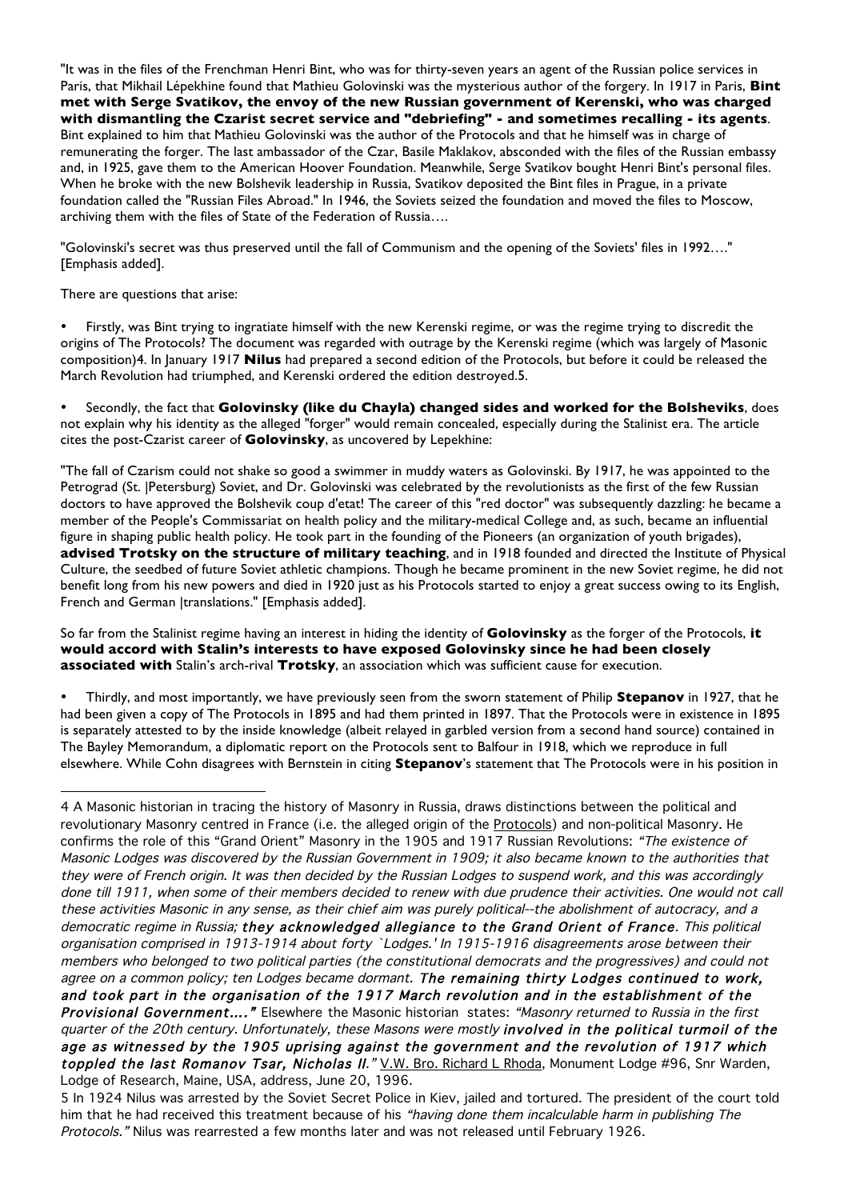"It was in the files of the Frenchman Henri Bint, who was for thirty-seven years an agent of the Russian police services in Paris, that Mikhail Lépekhine found that Mathieu Golovinski was the mysterious author of the forgery. In 1917 in Paris, **Bint met with Serge Svatikov, the envoy of the new Russian government of Kerenski, who was charged with dismantling the Czarist secret service and "debriefing" - and sometimes recalling - its agents**. Bint explained to him that Mathieu Golovinski was the author of the Protocols and that he himself was in charge of remunerating the forger. The last ambassador of the Czar, Basile Maklakov, absconded with the files of the Russian embassy and, in 1925, gave them to the American Hoover Foundation. Meanwhile, Serge Svatikov bought Henri Bint's personal files. When he broke with the new Bolshevik leadership in Russia, Svatikov deposited the Bint files in Prague, in a private foundation called the "Russian Files Abroad." In 1946, the Soviets seized the foundation and moved the files to Moscow, archiving them with the files of State of the Federation of Russia….

"Golovinski's secret was thus preserved until the fall of Communism and the opening of the Soviets' files in 1992…." [Emphasis added].

There are questions that arise:

- Firstly, was Bint trying to ingratiate himself with the new Kerenski regime, or was the regime trying to discredit the origins of The Protocols? The document was regarded with outrage by the Kerenski regime (which was largely of Masonic composition)4. In January 1917 **Nilus** had prepared a second edition of the Protocols, but before it could be released the March Revolution had triumphed, and Kerenski ordered the edition destroyed.5.

- Secondly, the fact that **Golovinsky (like du Chayla) changed sides and worked for the Bolsheviks**, does not explain why his identity as the alleged "forger" would remain concealed, especially during the Stalinist era. The article cites the post-Czarist career of **Golovinsky**, as uncovered by Lepekhine:

"The fall of Czarism could not shake so good a swimmer in muddy waters as Golovinski. By 1917, he was appointed to the Petrograd (St. |Petersburg) Soviet, and Dr. Golovinski was celebrated by the revolutionists as the first of the few Russian doctors to have approved the Bolshevik coup d'etat! The career of this "red doctor" was subsequently dazzling: he became a member of the People's Commissariat on health policy and the military-medical College and, as such, became an influential figure in shaping public health policy. He took part in the founding of the Pioneers (an organization of youth brigades), **advised Trotsky on the structure of military teaching**, and in 1918 founded and directed the Institute of Physical Culture, the seedbed of future Soviet athletic champions. Though he became prominent in the new Soviet regime, he did not benefit long from his new powers and died in 1920 just as his Protocols started to enjoy a great success owing to its English, French and German |translations." [Emphasis added].

So far from the Stalinist regime having an interest in hiding the identity of **Golovinsky** as the forger of the Protocols, **it would accord with Stalin's interests to have exposed Golovinsky since he had been closely associated with** Stalin's arch-rival **Trotsky**, an association which was sufficient cause for execution.

- Thirdly, and most importantly, we have previously seen from the sworn statement of Philip **Stepanov** in 1927, that he had been given a copy of The Protocols in 1895 and had them printed in 1897. That the Protocols were in existence in 1895 is separately attested to by the inside knowledge (albeit relayed in garbled version from a second hand source) contained in The Bayley Memorandum, a diplomatic report on the Protocols sent to Balfour in 1918, which we reproduce in full elsewhere. While Cohn disagrees with Bernstein in citing **Stepanov**'s statement that The Protocols were in his position in

---

4 A Masonic historian in tracing the history of Masonry in Russia, draws distinctions between the political and revolutionary Masonry centred in France (i.e. the alleged origin of the Protocols) and non-political Masonry. He confirms the role of this "Grand Orient" Masonry in the 1905 and 1917 Russian Revolutions: *"The existence of Masonic Lodges was discovered by the Russian Government in 1909; it also became known to the authorities that they were of French origin. It was then decided by the Russian Lodges to suspend work, and this was accordingly done till 1911, when some of their members decided to renew with due prudence their activities. One would not call these activities Masonic in any sense, as their chief aim was purely political--the abolishment of autocracy, and a democratic regime in Russia;* ***they acknowledged allegiance to the Grand Orient of France****. This political organisation comprised in 1913-1914 about forty `Lodges.' In 1915-1916 disagreements arose between their members who belonged to two political parties (the constitutional democrats and the progressives) and could not agree on a common policy; ten Lodges became dormant.* ***The remaining thirty Lodges continued to work, and took part in the organisation of the 1917 March revolution and in the establishment of the Provisional Government…."*** Elsewhere the Masonic historian states: *"Masonry returned to Russia in the first quarter of the 20th century. Unfortunately, these Masons were mostly* ***involved in the political turmoil of the age as witnessed by the 1905 uprising against the government and the revolution of 1917 which toppled the last Romanov Tsar, Nicholas II."*** V.W. Bro. Richard L Rhoda, Monument Lodge #96, Snr Warden, Lodge of Research, Maine, USA, address, June 20, 1996.

5 In 1924 Nilus was arrested by the Soviet Secret Police in Kiev, jailed and tortured. The president of the court told him that he had received this treatment because of his *"having done them incalculable harm in publishing The Protocols."* Nilus was rearrested a few months later and was not released until February 1926.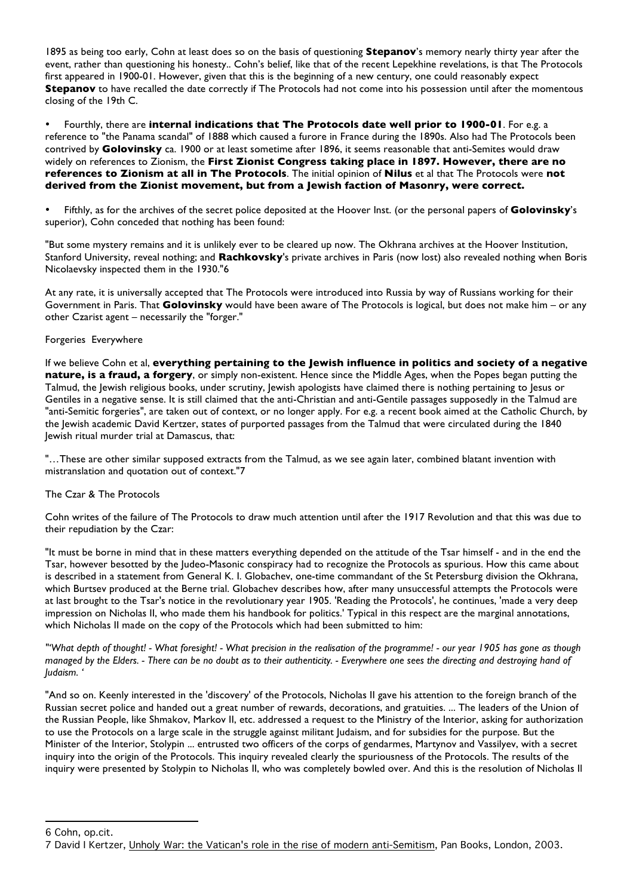1895 as being too early, Cohn at least does so on the basis of questioning **Stepanov**'s memory nearly thirty year after the event, rather than questioning his honesty.. Cohn's belief, like that of the recent Lepekhine revelations, is that The Protocols first appeared in 1900-01. However, given that this is the beginning of a new century, one could reasonably expect **Stepanov** to have recalled the date correctly if The Protocols had not come into his possession until after the momentous closing of the 19th C.

- Fourthly, there are **internal indications that The Protocols date well prior to 1900-01**. For e.g. a reference to "the Panama scandal" of 1888 which caused a furore in France during the 1890s. Also had The Protocols been contrived by **Golovinsky** ca. 1900 or at least sometime after 1896, it seems reasonable that anti-Semites would draw widely on references to Zionism, the **First Zionist Congress taking place in 1897. However, there are no references to Zionism at all in The Protocols**. The initial opinion of **Nilus** et al that The Protocols were **not derived from the Zionist movement, but from a Jewish faction of Masonry, were correct.**

- Fifthly, as for the archives of the secret police deposited at the Hoover Inst. (or the personal papers of **Golovinsky**'s superior), Cohn conceded that nothing has been found:

"But some mystery remains and it is unlikely ever to be cleared up now. The Okhrana archives at the Hoover Institution, Stanford University, reveal nothing; and **Rachkovsky**'s private archives in Paris (now lost) also revealed nothing when Boris Nicolaevsky inspected them in the 1930."[6]

At any rate, it is universally accepted that The Protocols were introduced into Russia by way of Russians working for their Government in Paris. That **Golovinsky** would have been aware of The Protocols is logical, but does not make him – or any other Czarist agent – necessarily the "forger."

Forgeries Everywhere

If we believe Cohn et al, **everything pertaining to the Jewish influence in politics and society of a negative nature, is a fraud, a forgery**, or simply non-existent. Hence since the Middle Ages, when the Popes began putting the Talmud, the Jewish religious books, under scrutiny, Jewish apologists have claimed there is nothing pertaining to Jesus or Gentiles in a negative sense. It is still claimed that the anti-Christian and anti-Gentile passages supposedly in the Talmud are "anti-Semitic forgeries", are taken out of context, or no longer apply. For e.g. a recent book aimed at the Catholic Church, by the Jewish academic David Kertzer, states of purported passages from the Talmud that were circulated during the 1840 Jewish ritual murder trial at Damascus, that:

"…These are other similar supposed extracts from the Talmud, as we see again later, combined blatant invention with mistranslation and quotation out of context."[7]

The Czar & The Protocols

Cohn writes of the failure of The Protocols to draw much attention until after the 1917 Revolution and that this was due to their repudiation by the Czar:

"It must be borne in mind that in these matters everything depended on the attitude of the Tsar himself - and in the end the Tsar, however besotted by the Judeo-Masonic conspiracy had to recognize the Protocols as spurious. How this came about is described in a statement from General K. I. Globachev, one-time commandant of the St Petersburg division the Okhrana, which Burtsev produced at the Berne trial. Globachev describes how, after many unsuccessful attempts the Protocols were at last brought to the Tsar's notice in the revolutionary year 1905. 'Reading the Protocols', he continues, 'made a very deep impression on Nicholas II, who made them his handbook for politics.' Typical in this respect are the marginal annotations, which Nicholas II made on the copy of the Protocols which had been submitted to him:

*"'What depth of thought! - What foresight! - What precision in the realisation of the programme! - our year 1905 has gone as though managed by the Elders. - There can be no doubt as to their authenticity. - Everywhere one sees the directing and destroying hand of Judaism. '*

"And so on. Keenly interested in the 'discovery' of the Protocols, Nicholas II gave his attention to the foreign branch of the Russian secret police and handed out a great number of rewards, decorations, and gratuities. ... The leaders of the Union of the Russian People, like Shmakov, Markov II, etc. addressed a request to the Ministry of the Interior, asking for authorization to use the Protocols on a large scale in the struggle against militant Judaism, and for subsidies for the purpose. But the Minister of the Interior, Stolypin ... entrusted two officers of the corps of gendarmes, Martynov and Vassilyev, with a secret inquiry into the origin of the Protocols. This inquiry revealed clearly the spuriousness of the Protocols. The results of the inquiry were presented by Stolypin to Nicholas II, who was completely bowled over. And this is the resolution of Nicholas II

---

6 Cohn, op.cit.

7 David I Kertzer, Unholy War: the Vatican's role in the rise of modern anti-Semitism, Pan Books, London, 2003.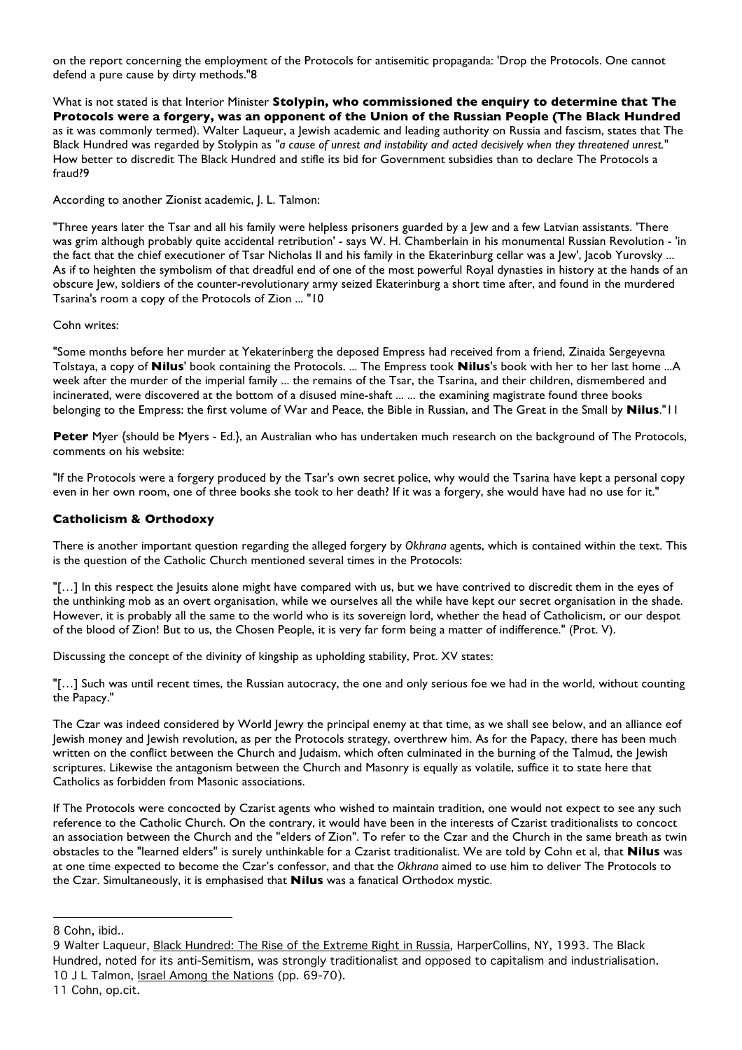on the report concerning the employment of the Protocols for antisemitic propaganda: 'Drop the Protocols. One cannot defend a pure cause by dirty methods."8

What is not stated is that Interior Minister **Stolypin, who commissioned the enquiry to determine that The Protocols were a forgery, was an opponent of the Union of the Russian People (The Black Hundred** as it was commonly termed). Walter Laqueur, a Jewish academic and leading authority on Russia and fascism, states that The Black Hundred was regarded by Stolypin as *"a cause of unrest and instability and acted decisively when they threatened unrest."* How better to discredit The Black Hundred and stifle its bid for Government subsidies than to declare The Protocols a fraud?9

According to another Zionist academic, J. L. Talmon:

"Three years later the Tsar and all his family were helpless prisoners guarded by a Jew and a few Latvian assistants. 'There was grim although probably quite accidental retribution' - says W. H. Chamberlain in his monumental Russian Revolution - 'in the fact that the chief executioner of Tsar Nicholas II and his family in the Ekaterinburg cellar was a Jew', Jacob Yurovsky ... As if to heighten the symbolism of that dreadful end of one of the most powerful Royal dynasties in history at the hands of an obscure Jew, soldiers of the counter-revolutionary army seized Ekaterinburg a short time after, and found in the murdered Tsarina's room a copy of the Protocols of Zion ... "10

Cohn writes:

"Some months before her murder at Yekaterinberg the deposed Empress had received from a friend, Zinaida Sergeyevna Tolstaya, a copy of **Nilus**' book containing the Protocols. ... The Empress took **Nilus**'s book with her to her last home ...A week after the murder of the imperial family ... the remains of the Tsar, the Tsarina, and their children, dismembered and incinerated, were discovered at the bottom of a disused mine-shaft ... ... the examining magistrate found three books belonging to the Empress: the first volume of War and Peace, the Bible in Russian, and The Great in the Small by **Nilus**."11

**Peter** Myer {should be Myers - Ed.}, an Australian who has undertaken much research on the background of The Protocols, comments on his website:

"If the Protocols were a forgery produced by the Tsar's own secret police, why would the Tsarina have kept a personal copy even in her own room, one of three books she took to her death? If it was a forgery, she would have had no use for it."

### Catholicism & Orthodoxy

There is another important question regarding the alleged forgery by *Okhrana* agents, which is contained within the text. This is the question of the Catholic Church mentioned several times in the Protocols:

"[…] In this respect the Jesuits alone might have compared with us, but we have contrived to discredit them in the eyes of the unthinking mob as an overt organisation, while we ourselves all the while have kept our secret organisation in the shade. However, it is probably all the same to the world who is its sovereign lord, whether the head of Catholicism, or our despot of the blood of Zion! But to us, the Chosen People, it is very far form being a matter of indifference." (Prot. V).

Discussing the concept of the divinity of kingship as upholding stability, Prot. XV states:

"[…] Such was until recent times, the Russian autocracy, the one and only serious foe we had in the world, without counting the Papacy."

The Czar was indeed considered by World Jewry the principal enemy at that time, as we shall see below, and an alliance eof Jewish money and Jewish revolution, as per the Protocols strategy, overthrew him. As for the Papacy, there has been much written on the conflict between the Church and Judaism, which often culminated in the burning of the Talmud, the Jewish scriptures. Likewise the antagonism between the Church and Masonry is equally as volatile, suffice it to state here that Catholics as forbidden from Masonic associations.

If The Protocols were concocted by Czarist agents who wished to maintain tradition, one would not expect to see any such reference to the Catholic Church. On the contrary, it would have been in the interests of Czarist traditionalists to concoct an association between the Church and the "elders of Zion". To refer to the Czar and the Church in the same breath as twin obstacles to the "learned elders" is surely unthinkable for a Czarist traditionalist. We are told by Cohn et al, that **Nilus** was at one time expected to become the Czar's confessor, and that the *Okhrana* aimed to use him to deliver The Protocols to the Czar. Simultaneously, it is emphasised that **Nilus** was a fanatical Orthodox mystic.

---

8 Cohn, ibid..

9 Walter Laqueur, Black Hundred: The Rise of the Extreme Right in Russia, HarperCollins, NY, 1993. The Black Hundred, noted for its anti-Semitism, was strongly traditionalist and opposed to capitalism and industrialisation.

10 J L Talmon, Israel Among the Nations (pp. 69-70).

11 Cohn, op.cit.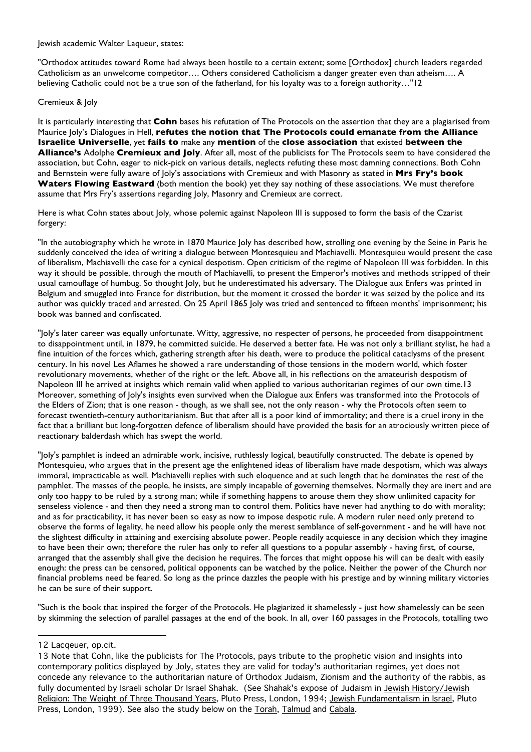Jewish academic Walter Laqueur, states:

"Orthodox attitudes toward Rome had always been hostile to a certain extent; some [Orthodox] church leaders regarded Catholicism as an unwelcome competitor…. Others considered Catholicism a danger greater even than atheism…. A believing Catholic could not be a true son of the fatherland, for his loyalty was to a foreign authority…"12

Cremieux & Joly

It is particularly interesting that **Cohn** bases his refutation of The Protocols on the assertion that they are a plagiarised from Maurice Joly's Dialogues in Hell, **refutes the notion that The Protocols could emanate from the Alliance Israelite Universelle**, yet **fails to** make any **mention** of the **close association** that existed **between the Alliance's** Adolphe **Cremieux and Joly**. After all, most of the publicists for The Protocols seem to have considered the association, but Cohn, eager to nick-pick on various details, neglects refuting these most damning connections. Both Cohn and Bernstein were fully aware of Joly's associations with Cremieux and with Masonry as stated in **Mrs Fry's book Waters Flowing Eastward** (both mention the book) yet they say nothing of these associations. We must therefore assume that Mrs Fry's assertions regarding Joly, Masonry and Cremieux are correct.

Here is what Cohn states about Joly, whose polemic against Napoleon III is supposed to form the basis of the Czarist forgery:

"In the autobiography which he wrote in 1870 Maurice Joly has described how, strolling one evening by the Seine in Paris he suddenly conceived the idea of writing a dialogue between Montesquieu and Machiavelli. Montesquieu would present the case of liberalism, Machiavelli the case for a cynical despotism. Open criticism of the regime of Napoleon III was forbidden. In this way it should be possible, through the mouth of Machiavelli, to present the Emperor's motives and methods stripped of their usual camouflage of humbug. So thought Joly, but he underestimated his adversary. The Dialogue aux Enfers was printed in Belgium and smuggled into France for distribution, but the moment it crossed the border it was seized by the police and its author was quickly traced and arrested. On 25 April 1865 Joly was tried and sentenced to fifteen months' imprisonment; his book was banned and confiscated.

"Joly's later career was equally unfortunate. Witty, aggressive, no respecter of persons, he proceeded from disappointment to disappointment until, in 1879, he committed suicide. He deserved a better fate. He was not only a brilliant stylist, he had a fine intuition of the forces which, gathering strength after his death, were to produce the political cataclysms of the present century. In his novel Les Aflames he showed a rare understanding of those tensions in the modern world, which foster revolutionary movements, whether of the right or the left. Above all, in his reflections on the amateurish despotism of Napoleon III he arrived at insights which remain valid when applied to various authoritarian regimes of our own time.13 Moreover, something of Joly's insights even survived when the Dialogue aux Enfers was transformed into the Protocols of the Elders of Zion; that is one reason - though, as we shall see, not the only reason - why the Protocols often seem to forecast twentieth-century authoritarianism. But that after all is a poor kind of immortality; and there is a cruel irony in the fact that a brilliant but long-forgotten defence of liberalism should have provided the basis for an atrociously written piece of reactionary balderdash which has swept the world.

"Joly's pamphlet is indeed an admirable work, incisive, ruthlessly logical, beautifully constructed. The debate is opened by Montesquieu, who argues that in the present age the enlightened ideas of liberalism have made despotism, which was always immoral, impracticable as well. Machiavelli replies with such eloquence and at such length that he dominates the rest of the pamphlet. The masses of the people, he insists, are simply incapable of governing themselves. Normally they are inert and are only too happy to be ruled by a strong man; while if something happens to arouse them they show unlimited capacity for senseless violence - and then they need a strong man to control them. Politics have never had anything to do with morality; and as for practicability, it has never been so easy as now to impose despotic rule. A modern ruler need only pretend to observe the forms of legality, he need allow his people only the merest semblance of self-government - and he will have not the slightest difficulty in attaining and exercising absolute power. People readily acquiesce in any decision which they imagine to have been their own; therefore the ruler has only to refer all questions to a popular assembly - having first, of course, arranged that the assembly shall give the decision he requires. The forces that might oppose his will can be dealt with easily enough: the press can be censored, political opponents can be watched by the police. Neither the power of the Church nor financial problems need be feared. So long as the prince dazzles the people with his prestige and by winning military victories he can be sure of their support.

"Such is the book that inspired the forger of the Protocols. He plagiarized it shamelessly - just how shamelessly can be seen by skimming the selection of parallel passages at the end of the book. In all, over 160 passages in the Protocols, totalling two

---

12 Lacqeuer, op.cit.

13 Note that Cohn, like the publicists for The Protocols, pays tribute to the prophetic vision and insights into contemporary politics displayed by Joly, states they are valid for today's authoritarian regimes, yet does not concede any relevance to the authoritarian nature of Orthodox Judaism, Zionism and the authority of the rabbis, as fully documented by Israeli scholar Dr Israel Shahak. (See Shahak's expose of Judaism in Jewish History/Jewish Religion: The Weight of Three Thousand Years, Pluto Press, London, 1994; Jewish Fundamentalism in Israel, Pluto Press, London, 1999). See also the study below on the Torah, Talmud and Cabala.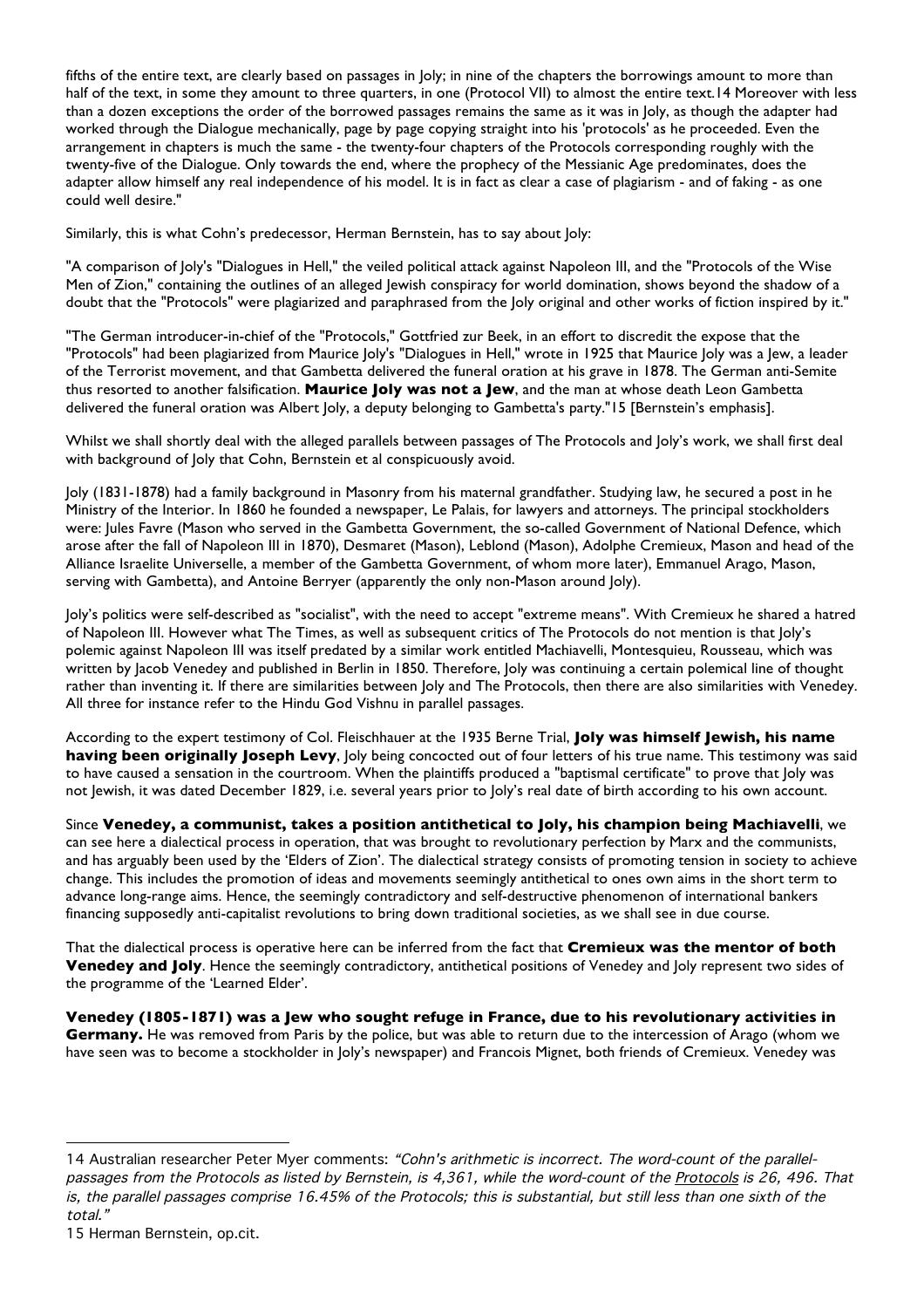fifths of the entire text, are clearly based on passages in Joly; in nine of the chapters the borrowings amount to more than half of the text, in some they amount to three quarters, in one (Protocol VII) to almost the entire text.[14] Moreover with less than a dozen exceptions the order of the borrowed passages remains the same as it was in Joly, as though the adapter had worked through the Dialogue mechanically, page by page copying straight into his 'protocols' as he proceeded. Even the arrangement in chapters is much the same - the twenty-four chapters of the Protocols corresponding roughly with the twenty-five of the Dialogue. Only towards the end, where the prophecy of the Messianic Age predominates, does the adapter allow himself any real independence of his model. It is in fact as clear a case of plagiarism - and of faking - as one could well desire."

Similarly, this is what Cohn's predecessor, Herman Bernstein, has to say about Joly:

"A comparison of Joly's "Dialogues in Hell," the veiled political attack against Napoleon III, and the "Protocols of the Wise Men of Zion," containing the outlines of an alleged Jewish conspiracy for world domination, shows beyond the shadow of a doubt that the "Protocols" were plagiarized and paraphrased from the Joly original and other works of fiction inspired by it."

"The German introducer-in-chief of the "Protocols," Gottfried zur Beek, in an effort to discredit the expose that the "Protocols" had been plagiarized from Maurice Joly's "Dialogues in Hell," wrote in 1925 that Maurice Joly was a Jew, a leader of the Terrorist movement, and that Gambetta delivered the funeral oration at his grave in 1878. The German anti-Semite thus resorted to another falsification. **Maurice Joly was not a Jew**, and the man at whose death Leon Gambetta delivered the funeral oration was Albert Joly, a deputy belonging to Gambetta's party."[15] [Bernstein's emphasis].

Whilst we shall shortly deal with the alleged parallels between passages of The Protocols and Joly's work, we shall first deal with background of Joly that Cohn, Bernstein et al conspicuously avoid.

Joly (1831-1878) had a family background in Masonry from his maternal grandfather. Studying law, he secured a post in he Ministry of the Interior. In 1860 he founded a newspaper, Le Palais, for lawyers and attorneys. The principal stockholders were: Jules Favre (Mason who served in the Gambetta Government, the so-called Government of National Defence, which arose after the fall of Napoleon III in 1870), Desmaret (Mason), Leblond (Mason), Adolphe Cremieux, Mason and head of the Alliance Israelite Universelle, a member of the Gambetta Government, of whom more later), Emmanuel Arago, Mason, serving with Gambetta), and Antoine Berryer (apparently the only non-Mason around Joly).

Joly's politics were self-described as "socialist", with the need to accept "extreme means". With Cremieux he shared a hatred of Napoleon III. However what The Times, as well as subsequent critics of The Protocols do not mention is that Joly's polemic against Napoleon III was itself predated by a similar work entitled Machiavelli, Montesquieu, Rousseau, which was written by Jacob Venedey and published in Berlin in 1850. Therefore, Joly was continuing a certain polemical line of thought rather than inventing it. If there are similarities between Joly and The Protocols, then there are also similarities with Venedey. All three for instance refer to the Hindu God Vishnu in parallel passages.

According to the expert testimony of Col. Fleischhauer at the 1935 Berne Trial, **Joly was himself Jewish, his name having been originally Joseph Levy**, Joly being concocted out of four letters of his true name. This testimony was said to have caused a sensation in the courtroom. When the plaintiffs produced a "baptismal certificate" to prove that Joly was not Jewish, it was dated December 1829, i.e. several years prior to Joly's real date of birth according to his own account.

Since **Venedey, a communist, takes a position antithetical to Joly, his champion being Machiavelli**, we can see here a dialectical process in operation, that was brought to revolutionary perfection by Marx and the communists, and has arguably been used by the 'Elders of Zion'. The dialectical strategy consists of promoting tension in society to achieve change. This includes the promotion of ideas and movements seemingly antithetical to ones own aims in the short term to advance long-range aims. Hence, the seemingly contradictory and self-destructive phenomenon of international bankers financing supposedly anti-capitalist revolutions to bring down traditional societies, as we shall see in due course.

That the dialectical process is operative here can be inferred from the fact that **Cremieux was the mentor of both Venedey and Joly**. Hence the seemingly contradictory, antithetical positions of Venedey and Joly represent two sides of the programme of the 'Learned Elder'.

**Venedey (1805-1871) was a Jew who sought refuge in France, due to his revolutionary activities in Germany.** He was removed from Paris by the police, but was able to return due to the intercession of Arago (whom we have seen was to become a stockholder in Joly's newspaper) and Francois Mignet, both friends of Cremieux. Venedey was

---

14 Australian researcher Peter Myer comments: *"Cohn's arithmetic is incorrect. The word-count of the parallel-passages from the Protocols as listed by Bernstein, is 4,361, while the word-count of the Protocols is 26, 496. That is, the parallel passages comprise 16.45% of the Protocols; this is substantial, but still less than one sixth of the total."*

15 Herman Bernstein, op.cit.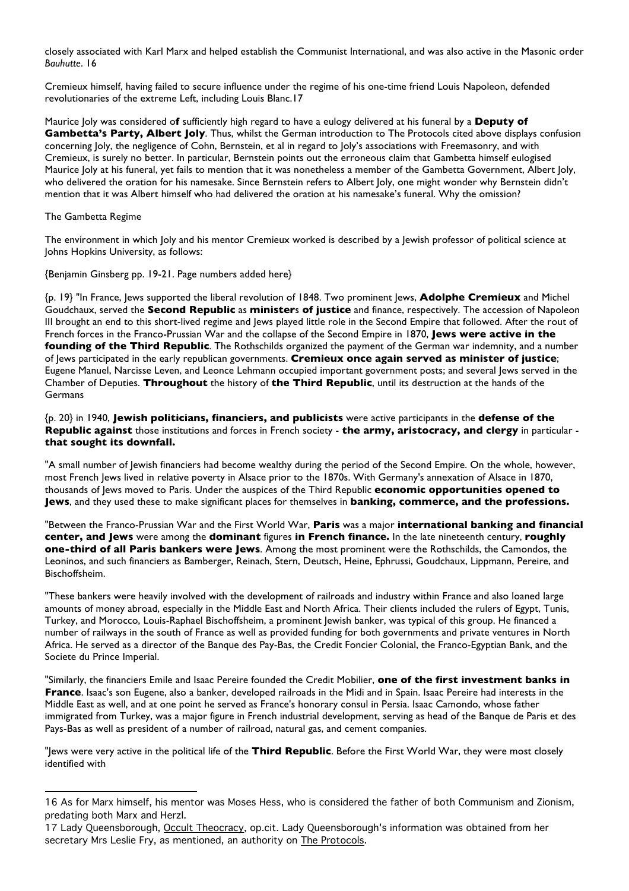closely associated with Karl Marx and helped establish the Communist International, and was also active in the Masonic order *Bauhutte*. 16

Cremieux himself, having failed to secure influence under the regime of his one-time friend Louis Napoleon, defended revolutionaries of the extreme Left, including Louis Blanc.17

Maurice Joly was considered o**f** sufficiently high regard to have a eulogy delivered at his funeral by a **Deputy of Gambetta's Party, Albert Joly**. Thus, whilst the German introduction to The Protocols cited above displays confusion concerning Joly, the negligence of Cohn, Bernstein, et al in regard to Joly's associations with Freemasonry, and with Cremieux, is surely no better. In particular, Bernstein points out the erroneous claim that Gambetta himself eulogised Maurice Joly at his funeral, yet fails to mention that it was nonetheless a member of the Gambetta Government, Albert Joly, who delivered the oration for his namesake. Since Bernstein refers to Albert Joly, one might wonder why Bernstein didn't mention that it was Albert himself who had delivered the oration at his namesake's funeral. Why the omission?

The Gambetta Regime

The environment in which Joly and his mentor Cremieux worked is described by a Jewish professor of political science at Johns Hopkins University, as follows:

{Benjamin Ginsberg pp. 19-21. Page numbers added here}

{p. 19} "In France, Jews supported the liberal revolution of 1848. Two prominent Jews, **Adolphe Cremieux** and Michel Goudchaux, served the **Second Republic** as **minister**s **of justice** and finance, respectively. The accession of Napoleon III brought an end to this short-lived regime and Jews played little role in the Second Empire that followed. After the rout of French forces in the Franco-Prussian War and the collapse of the Second Empire in 1870, **Jews were active in the founding of the Third Republic**. The Rothschilds organized the payment of the German war indemnity, and a number of Jews participated in the early republican governments. **Cremieux once again served as minister of justice**; Eugene Manuel, Narcisse Leven, and Leonce Lehmann occupied important government posts; and several Jews served in the Chamber of Deputies. **Throughout** the history of **the Third Republic**, until its destruction at the hands of the Germans

{p. 20} in 1940, **Jewish politicians, financiers, and publicists** were active participants in the **defense of the Republic against** those institutions and forces in French society - **the army, aristocracy, and clergy** in particular - **that sought its downfall.**

"A small number of Jewish financiers had become wealthy during the period of the Second Empire. On the whole, however, most French Jews lived in relative poverty in Alsace prior to the 1870s. With Germany's annexation of Alsace in 1870, thousands of Jews moved to Paris. Under the auspices of the Third Republic **economic opportunities opened to Jews**, and they used these to make significant places for themselves in **banking, commerce, and the professions.**

"Between the Franco-Prussian War and the First World War, **Paris** was a major **international banking and financial center, and Jews** were among the **dominant** figures **in French finance.** In the late nineteenth century, **roughly one-third of all Paris bankers were Jews**. Among the most prominent were the Rothschilds, the Camondos, the Leoninos, and such financiers as Bamberger, Reinach, Stern, Deutsch, Heine, Ephrussi, Goudchaux, Lippmann, Pereire, and Bischoffsheim.

"These bankers were heavily involved with the development of railroads and industry within France and also loaned large amounts of money abroad, especially in the Middle East and North Africa. Their clients included the rulers of Egypt, Tunis, Turkey, and Morocco, Louis-Raphael Bischoffsheim, a prominent Jewish banker, was typical of this group. He financed a number of railways in the south of France as well as provided funding for both governments and private ventures in North Africa. He served as a director of the Banque des Pay-Bas, the Credit Foncier Colonial, the Franco-Egyptian Bank, and the Societe du Prince Imperial.

"Similarly, the financiers Emile and Isaac Pereire founded the Credit Mobilier, **one of the first investment banks in France**. Isaac's son Eugene, also a banker, developed railroads in the Midi and in Spain. Isaac Pereire had interests in the Middle East as well, and at one point he served as France's honorary consul in Persia. Isaac Camondo, whose father immigrated from Turkey, was a major figure in French industrial development, serving as head of the Banque de Paris et des Pays-Bas as well as president of a number of railroad, natural gas, and cement companies.

"Jews were very active in the political life of the **Third Republic**. Before the First World War, they were most closely identified with

---

16 As for Marx himself, his mentor was Moses Hess, who is considered the father of both Communism and Zionism, predating both Marx and Herzl.

17 Lady Queensborough, Occult Theocracy, op.cit. Lady Queensborough's information was obtained from her secretary Mrs Leslie Fry, as mentioned, an authority on The Protocols.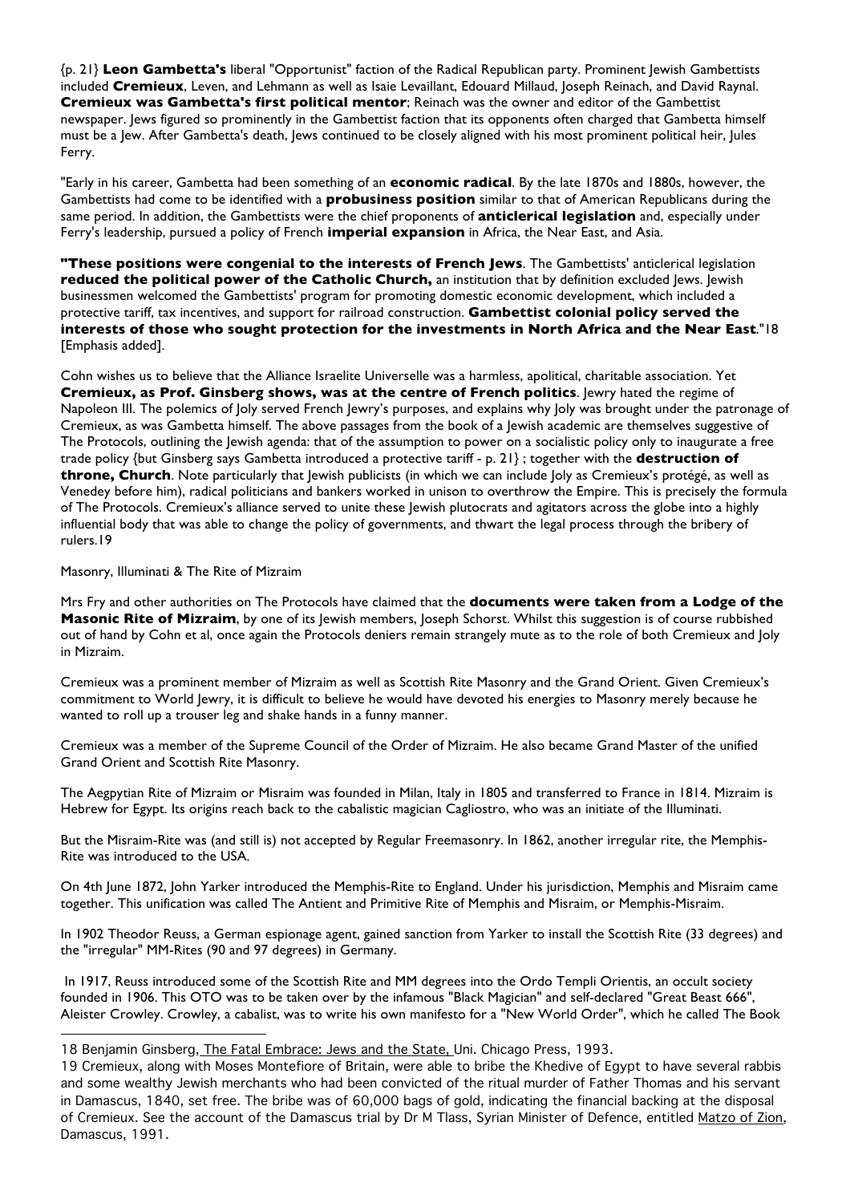{p. 21} **Leon Gambetta's** liberal "Opportunist" faction of the Radical Republican party. Prominent Jewish Gambettists included **Cremieux**, Leven, and Lehmann as well as Isaie Levaillant, Edouard Millaud, Joseph Reinach, and David Raynal. **Cremieux was Gambetta's first political mentor**; Reinach was the owner and editor of the Gambettist newspaper. Jews figured so prominently in the Gambettist faction that its opponents often charged that Gambetta himself must be a Jew. After Gambetta's death, Jews continued to be closely aligned with his most prominent political heir, Jules Ferry.

"Early in his career, Gambetta had been something of an **economic radical**. By the late 1870s and 1880s, however, the Gambettists had come to be identified with a **probusiness position** similar to that of American Republicans during the same period. In addition, the Gambettists were the chief proponents of **anticlerical legislation** and, especially under Ferry's leadership, pursued a policy of French **imperial expansion** in Africa, the Near East, and Asia.

**"These positions were congenial to the interests of French Jews**. The Gambettists' anticlerical legislation **reduced the political power of the Catholic Church,** an institution that by definition excluded Jews. Jewish businessmen welcomed the Gambettists' program for promoting domestic economic development, which included a protective tariff, tax incentives, and support for railroad construction. **Gambettist colonial policy served the interests of those who sought protection for the investments in North Africa and the Near East**."18 [Emphasis added].

Cohn wishes us to believe that the Alliance Israelite Universelle was a harmless, apolitical, charitable association. Yet **Cremieux, as Prof. Ginsberg shows, was at the centre of French politics**. Jewry hated the regime of Napoleon III. The polemics of Joly served French Jewry's purposes, and explains why Joly was brought under the patronage of Cremieux, as was Gambetta himself. The above passages from the book of a Jewish academic are themselves suggestive of The Protocols, outlining the Jewish agenda: that of the assumption to power on a socialistic policy only to inaugurate a free trade policy {but Ginsberg says Gambetta introduced a protective tariff - p. 21} ; together with the **destruction of throne, Church**. Note particularly that Jewish publicists (in which we can include Joly as Cremieux's protégé, as well as Venedey before him), radical politicians and bankers worked in unison to overthrow the Empire. This is precisely the formula of The Protocols. Cremieux's alliance served to unite these Jewish plutocrats and agitators across the globe into a highly influential body that was able to change the policy of governments, and thwart the legal process through the bribery of rulers.19

Masonry, Illuminati & The Rite of Mizraim

Mrs Fry and other authorities on The Protocols have claimed that the **documents were taken from a Lodge of the Masonic Rite of Mizraim**, by one of its Jewish members, Joseph Schorst. Whilst this suggestion is of course rubbished out of hand by Cohn et al, once again the Protocols deniers remain strangely mute as to the role of both Cremieux and Joly in Mizraim.

Cremieux was a prominent member of Mizraim as well as Scottish Rite Masonry and the Grand Orient. Given Cremieux's commitment to World Jewry, it is difficult to believe he would have devoted his energies to Masonry merely because he wanted to roll up a trouser leg and shake hands in a funny manner.

Cremieux was a member of the Supreme Council of the Order of Mizraim. He also became Grand Master of the unified Grand Orient and Scottish Rite Masonry.

The Aegpytian Rite of Mizraim or Misraim was founded in Milan, Italy in 1805 and transferred to France in 1814. Mizraim is Hebrew for Egypt. Its origins reach back to the cabalistic magician Cagliostro, who was an initiate of the Illuminati.

But the Misraim-Rite was (and still is) not accepted by Regular Freemasonry. In 1862, another irregular rite, the Memphis-Rite was introduced to the USA.

On 4th June 1872, John Yarker introduced the Memphis-Rite to England. Under his jurisdiction, Memphis and Misraim came together. This unification was called The Antient and Primitive Rite of Memphis and Misraim, or Memphis-Misraim.

In 1902 Theodor Reuss, a German espionage agent, gained sanction from Yarker to install the Scottish Rite (33 degrees) and the "irregular" MM-Rites (90 and 97 degrees) in Germany.

In 1917, Reuss introduced some of the Scottish Rite and MM degrees into the Ordo Templi Orientis, an occult society founded in 1906. This OTO was to be taken over by the infamous "Black Magician" and self-declared "Great Beast 666", Aleister Crowley. Crowley, a cabalist, was to write his own manifesto for a "New World Order", which he called The Book

---

18 Benjamin Ginsberg, The Fatal Embrace: Jews and the State, Uni. Chicago Press, 1993.

19 Cremieux, along with Moses Montefiore of Britain, were able to bribe the Khedive of Egypt to have several rabbis and some wealthy Jewish merchants who had been convicted of the ritual murder of Father Thomas and his servant in Damascus, 1840, set free. The bribe was of 60,000 bags of gold, indicating the financial backing at the disposal of Cremieux. See the account of the Damascus trial by Dr M Tlass, Syrian Minister of Defence, entitled Matzo of Zion, Damascus, 1991.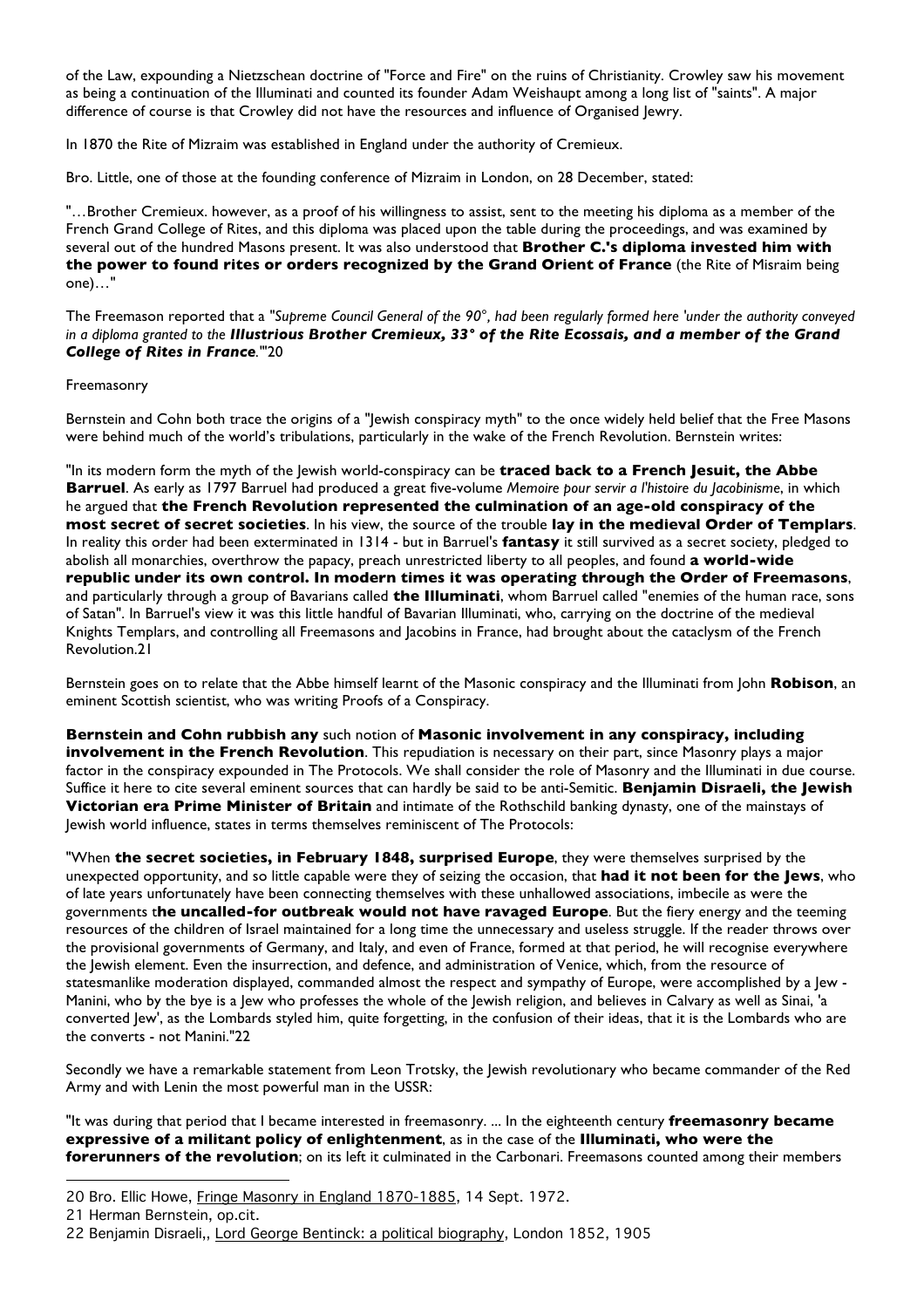of the Law, expounding a Nietzschean doctrine of "Force and Fire" on the ruins of Christianity. Crowley saw his movement as being a continuation of the Illuminati and counted its founder Adam Weishaupt among a long list of "saints". A major difference of course is that Crowley did not have the resources and influence of Organised Jewry.

In 1870 the Rite of Mizraim was established in England under the authority of Cremieux.

Bro. Little, one of those at the founding conference of Mizraim in London, on 28 December, stated:

"…Brother Cremieux. however, as a proof of his willingness to assist, sent to the meeting his diploma as a member of the French Grand College of Rites, and this diploma was placed upon the table during the proceedings, and was examined by several out of the hundred Masons present. It was also understood that **Brother C.'s diploma invested him with the power to found rites or orders recognized by the Grand Orient of France** (the Rite of Misraim being one)…"

The Freemason reported that a *"Supreme Council General of the 90°, had been regularly formed here 'under the authority conveyed in a diploma granted to the **Illustrious Brother Cremieux, 33° of the Rite Ecossais, and a member of the Grand College of Rites in France**.'"*20

Freemasonry

Bernstein and Cohn both trace the origins of a "Jewish conspiracy myth" to the once widely held belief that the Free Masons were behind much of the world's tribulations, particularly in the wake of the French Revolution. Bernstein writes:

"In its modern form the myth of the Jewish world-conspiracy can be **traced back to a French Jesuit, the Abbe Barruel**. As early as 1797 Barruel had produced a great five-volume *Memoire pour servir a l'histoire du Jacobinisme*, in which he argued that **the French Revolution represented the culmination of an age-old conspiracy of the most secret of secret societies**. In his view, the source of the trouble **lay in the medieval Order of Templars**. In reality this order had been exterminated in 1314 - but in Barruel's **fantasy** it still survived as a secret society, pledged to abolish all monarchies, overthrow the papacy, preach unrestricted liberty to all peoples, and found **a world-wide republic under its own control. In modern times it was operating through the Order of Freemasons**, and particularly through a group of Bavarians called **the Illuminati**, whom Barruel called "enemies of the human race, sons of Satan". In Barruel's view it was this little handful of Bavarian Illuminati, who, carrying on the doctrine of the medieval Knights Templars, and controlling all Freemasons and Jacobins in France, had brought about the cataclysm of the French Revolution.21

Bernstein goes on to relate that the Abbe himself learnt of the Masonic conspiracy and the Illuminati from John **Robison**, an eminent Scottish scientist, who was writing Proofs of a Conspiracy.

**Bernstein and Cohn rubbish any** such notion of **Masonic involvement in any conspiracy, including involvement in the French Revolution**. This repudiation is necessary on their part, since Masonry plays a major factor in the conspiracy expounded in The Protocols. We shall consider the role of Masonry and the Illuminati in due course. Suffice it here to cite several eminent sources that can hardly be said to be anti-Semitic. **Benjamin Disraeli, the Jewish Victorian era Prime Minister of Britain** and intimate of the Rothschild banking dynasty, one of the mainstays of Jewish world influence, states in terms themselves reminiscent of The Protocols:

"When **the secret societies, in February 1848, surprised Europe**, they were themselves surprised by the unexpected opportunity, and so little capable were they of seizing the occasion, that **had it not been for the Jews**, who of late years unfortunately have been connecting themselves with these unhallowed associations, imbecile as were the governments t**he uncalled-for outbreak would not have ravaged Europe**. But the fiery energy and the teeming resources of the children of Israel maintained for a long time the unnecessary and useless struggle. If the reader throws over the provisional governments of Germany, and Italy, and even of France, formed at that period, he will recognise everywhere the Jewish element. Even the insurrection, and defence, and administration of Venice, which, from the resource of statesmanlike moderation displayed, commanded almost the respect and sympathy of Europe, were accomplished by a Jew - Manini, who by the bye is a Jew who professes the whole of the Jewish religion, and believes in Calvary as well as Sinai, 'a converted Jew', as the Lombards styled him, quite forgetting, in the confusion of their ideas, that it is the Lombards who are the converts - not Manini."22

Secondly we have a remarkable statement from Leon Trotsky, the Jewish revolutionary who became commander of the Red Army and with Lenin the most powerful man in the USSR:

"It was during that period that I became interested in freemasonry. ... In the eighteenth century **freemasonry became expressive of a militant policy of enlightenment**, as in the case of the **Illuminati, who were the forerunners of the revolution**; on its left it culminated in the Carbonari. Freemasons counted among their members

---

20 Bro. Ellic Howe, Fringe Masonry in England 1870-1885, 14 Sept. 1972.

21 Herman Bernstein, op.cit.

22 Benjamin Disraeli,, Lord George Bentinck: a political biography, London 1852, 1905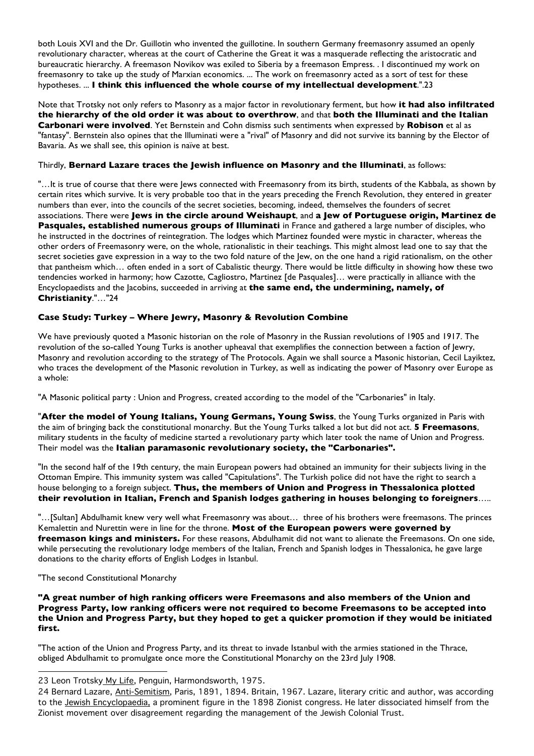both Louis XVI and the Dr. Guillotin who invented the guillotine. In southern Germany freemasonry assumed an openly revolutionary character, whereas at the court of Catherine the Great it was a masquerade reflecting the aristocratic and bureaucratic hierarchy. A freemason Novikov was exiled to Siberia by a freemason Empress. . I discontinued my work on freemasonry to take up the study of Marxian economics. ... The work on freemasonry acted as a sort of test for these hypotheses. ... **I think this influenced the whole course of my intellectual development**.".23

Note that Trotsky not only refers to Masonry as a major factor in revolutionary ferment, but how **it had also infiltrated the hierarchy of the old order it was about to overthrow**, and that **both the Illuminati and the Italian Carbonari were involved**. Yet Bernstein and Cohn dismiss such sentiments when expressed by **Robison** et al as "fantasy". Bernstein also opines that the Illuminati were a "rival" of Masonry and did not survive its banning by the Elector of Bavaria. As we shall see, this opinion is naïve at best.

Thirdly, **Bernard Lazare traces the Jewish influence on Masonry and the Illuminati**, as follows:

"…It is true of course that there were Jews connected with Freemasonry from its birth, students of the Kabbala, as shown by certain rites which survive. It is very probable too that in the years preceding the French Revolution, they entered in greater numbers than ever, into the councils of the secret societies, becoming, indeed, themselves the founders of secret associations. There were **Jews in the circle around Weishaupt**, and **a Jew of Portuguese origin, Martinez de Pasquales, established numerous groups of Illuminati** in France and gathered a large number of disciples, who he instructed in the doctrines of reintegration. The lodges which Martinez founded were mystic in character, whereas the other orders of Freemasonry were, on the whole, rationalistic in their teachings. This might almost lead one to say that the secret societies gave expression in a way to the two fold nature of the Jew, on the one hand a rigid rationalism, on the other that pantheism which… often ended in a sort of Cabalistic theurgy. There would be little difficulty in showing how these two tendencies worked in harmony; how Cazotte, Cagliostro, Martinez [de Pasquales]… were practically in alliance with the Encyclopaedists and the Jacobins, succeeded in arriving at **the same end, the undermining, namely, of Christianity**."…"24

### Case Study: Turkey – Where Jewry, Masonry & Revolution Combine

We have previously quoted a Masonic historian on the role of Masonry in the Russian revolutions of 1905 and 1917. The revolution of the so-called Young Turks is another upheaval that exemplifies the connection between a faction of Jewry, Masonry and revolution according to the strategy of The Protocols. Again we shall source a Masonic historian, Cecil Layiktez, who traces the development of the Masonic revolution in Turkey, as well as indicating the power of Masonry over Europe as a whole:

"A Masonic political party : Union and Progress, created according to the model of the "Carbonaries" in Italy.

"**After the model of Young Italians, Young Germans, Young Swiss**, the Young Turks organized in Paris with the aim of bringing back the constitutional monarchy. But the Young Turks talked a lot but did not act. **5 Freemasons**, military students in the faculty of medicine started a revolutionary party which later took the name of Union and Progress. Their model was the **Italian paramasonic revolutionary society, the "Carbonaries".**

"In the second half of the 19th century, the main European powers had obtained an immunity for their subjects living in the Ottoman Empire. This immunity system was called "Capitulations". The Turkish police did not have the right to search a house belonging to a foreign subject. **Thus, the members of Union and Progress in Thessalonica plotted their revolution in Italian, French and Spanish lodges gathering in houses belonging to foreigners**…..

"…[Sultan] Abdulhamit knew very well what Freemasonry was about… three of his brothers were freemasons. The princes Kemalettin and Nurettin were in line for the throne. **Most of the European powers were governed by freemason kings and ministers.** For these reasons, Abdulhamit did not want to alienate the Freemasons. On one side, while persecuting the revolutionary lodge members of the Italian, French and Spanish lodges in Thessalonica, he gave large donations to the charity efforts of English Lodges in Istanbul.

"The second Constitutional Monarchy

**"A great number of high ranking officers were Freemasons and also members of the Union and Progress Party, low ranking officers were not required to become Freemasons to be accepted into the Union and Progress Party, but they hoped to get a quicker promotion if they would be initiated first.**

"The action of the Union and Progress Party, and its threat to invade Istanbul with the armies stationed in the Thrace, obliged Abdulhamit to promulgate once more the Constitutional Monarchy on the 23rd July 1908.

---

23 Leon Trotsky My Life, Penguin, Harmondsworth, 1975.

24 Bernard Lazare, Anti-Semitism, Paris, 1891, 1894. Britain, 1967. Lazare, literary critic and author, was according to the Jewish Encyclopaedia, a prominent figure in the 1898 Zionist congress. He later dissociated himself from the Zionist movement over disagreement regarding the management of the Jewish Colonial Trust.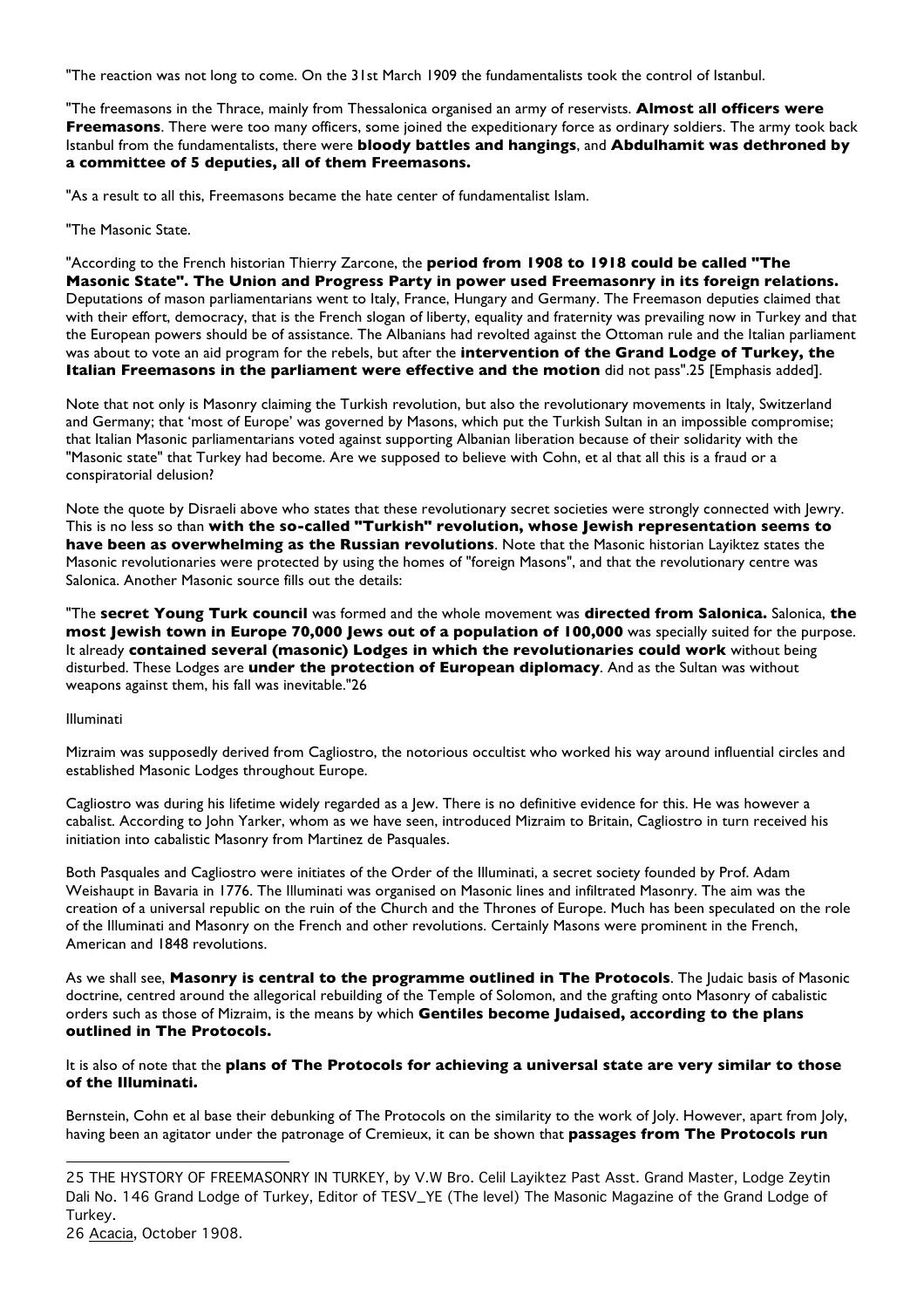"The reaction was not long to come. On the 31st March 1909 the fundamentalists took the control of Istanbul.

"The freemasons in the Thrace, mainly from Thessalonica organised an army of reservists. **Almost all officers were Freemasons**. There were too many officers, some joined the expeditionary force as ordinary soldiers. The army took back Istanbul from the fundamentalists, there were **bloody battles and hangings**, and **Abdulhamit was dethroned by a committee of 5 deputies, all of them Freemasons.**

"As a result to all this, Freemasons became the hate center of fundamentalist Islam.

"The Masonic State.

"According to the French historian Thierry Zarcone, the **period from 1908 to 1918 could be called "The Masonic State". The Union and Progress Party in power used Freemasonry in its foreign relations.** Deputations of mason parliamentarians went to Italy, France, Hungary and Germany. The Freemason deputies claimed that with their effort, democracy, that is the French slogan of liberty, equality and fraternity was prevailing now in Turkey and that the European powers should be of assistance. The Albanians had revolted against the Ottoman rule and the Italian parliament was about to vote an aid program for the rebels, but after the **intervention of the Grand Lodge of Turkey, the Italian Freemasons in the parliament were effective and the motion** did not pass".25 [Emphasis added].

Note that not only is Masonry claiming the Turkish revolution, but also the revolutionary movements in Italy, Switzerland and Germany; that 'most of Europe' was governed by Masons, which put the Turkish Sultan in an impossible compromise; that Italian Masonic parliamentarians voted against supporting Albanian liberation because of their solidarity with the "Masonic state" that Turkey had become. Are we supposed to believe with Cohn, et al that all this is a fraud or a conspiratorial delusion?

Note the quote by Disraeli above who states that these revolutionary secret societies were strongly connected with Jewry. This is no less so than **with the so-called "Turkish" revolution, whose Jewish representation seems to have been as overwhelming as the Russian revolutions**. Note that the Masonic historian Layiktez states the Masonic revolutionaries were protected by using the homes of "foreign Masons", and that the revolutionary centre was Salonica. Another Masonic source fills out the details:

"The **secret Young Turk council** was formed and the whole movement was **directed from Salonica.** Salonica, **the most Jewish town in Europe 70,000 Jews out of a population of 100,000** was specially suited for the purpose. It already **contained several (masonic) Lodges in which the revolutionaries could work** without being disturbed. These Lodges are **under the protection of European diplomacy**. And as the Sultan was without weapons against them, his fall was inevitable."26

Illuminati

Mizraim was supposedly derived from Cagliostro, the notorious occultist who worked his way around influential circles and established Masonic Lodges throughout Europe.

Cagliostro was during his lifetime widely regarded as a Jew. There is no definitive evidence for this. He was however a cabalist. According to John Yarker, whom as we have seen, introduced Mizraim to Britain, Cagliostro in turn received his initiation into cabalistic Masonry from Martinez de Pasquales.

Both Pasquales and Cagliostro were initiates of the Order of the Illuminati, a secret society founded by Prof. Adam Weishaupt in Bavaria in 1776. The Illuminati was organised on Masonic lines and infiltrated Masonry. The aim was the creation of a universal republic on the ruin of the Church and the Thrones of Europe. Much has been speculated on the role of the Illuminati and Masonry on the French and other revolutions. Certainly Masons were prominent in the French, American and 1848 revolutions.

As we shall see, **Masonry is central to the programme outlined in The Protocols**. The Judaic basis of Masonic doctrine, centred around the allegorical rebuilding of the Temple of Solomon, and the grafting onto Masonry of cabalistic orders such as those of Mizraim, is the means by which **Gentiles become Judaised, according to the plans outlined in The Protocols.**

It is also of note that the **plans of The Protocols for achieving a universal state are very similar to those of the Illuminati.**

Bernstein, Cohn et al base their debunking of The Protocols on the similarity to the work of Joly. However, apart from Joly, having been an agitator under the patronage of Cremieux, it can be shown that **passages from The Protocols run**

25 THE HYSTORY OF FREEMASONRY IN TURKEY, by V.W Bro. Celil Layiktez Past Asst. Grand Master, Lodge Zeytin Dali No. 146 Grand Lodge of Turkey, Editor of TESV_YE (The level) The Masonic Magazine of the Grand Lodge of Turkey.

26 Acacia, October 1908.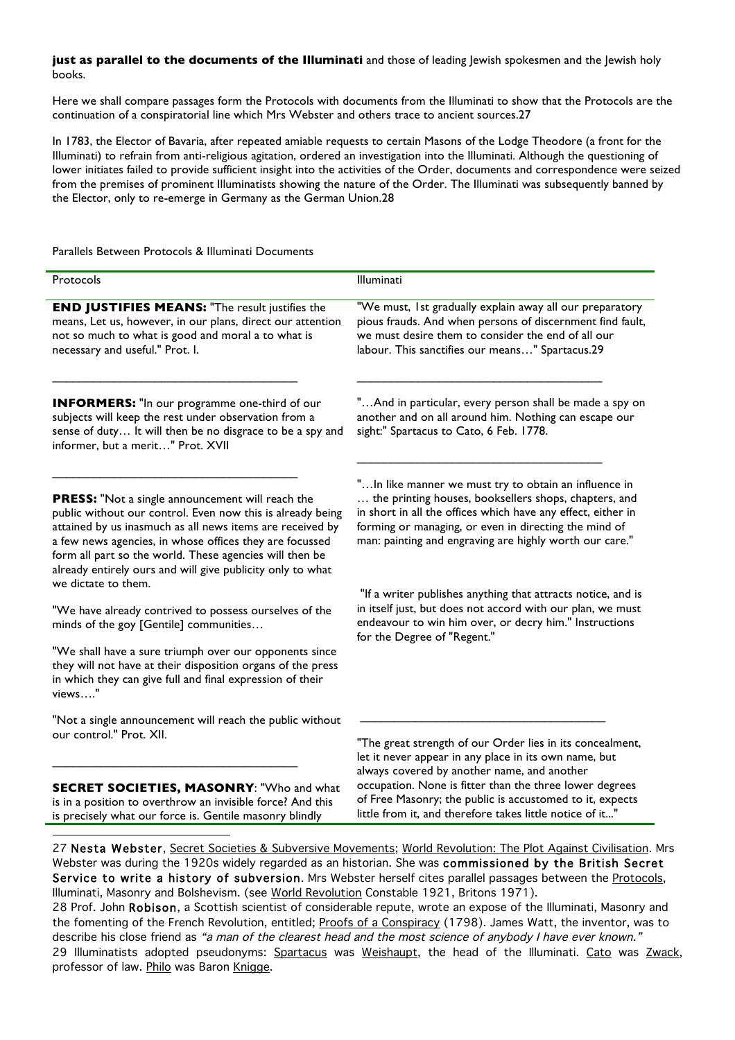**just as parallel to the documents of the Illuminati** and those of leading Jewish spokesmen and the Jewish holy books.

Here we shall compare passages form the Protocols with documents from the Illuminati to show that the Protocols are the continuation of a conspiratorial line which Mrs Webster and others trace to ancient sources.27

In 1783, the Elector of Bavaria, after repeated amiable requests to certain Masons of the Lodge Theodore (a front for the Illuminati) to refrain from anti-religious agitation, ordered an investigation into the Illuminati. Although the questioning of lower initiates failed to provide sufficient insight into the activities of the Order, documents and correspondence were seized from the premises of prominent Illuminatists showing the nature of the Order. The Illuminati was subsequently banned by the Elector, only to re-emerge in Germany as the German Union.28

Parallels Between Protocols & Illuminati Documents

| Protocols | Illuminati |
|---|---|
| **END JUSTIFIES MEANS:** "The result justifies the means, Let us, however, in our plans, direct our attention not so much to what is good and moral a to what is necessary and useful." Prot. I. | "We must, 1st gradually explain away all our preparatory pious frauds. And when persons of discernment find fault, we must desire them to consider the end of all our labour. This sanctifies our means…" Spartacus.29 |
| **INFORMERS:** "In our programme one-third of our subjects will keep the rest under observation from a sense of duty… It will then be no disgrace to be a spy and informer, but a merit…" Prot. XVII | "…And in particular, every person shall be made a spy on another and on all around him. Nothing can escape our sight:" Spartacus to Cato, 6 Feb. 1778. |
| **PRESS:** "Not a single announcement will reach the public without our control. Even now this is already being attained by us inasmuch as all news items are received by a few news agencies, in whose offices they are focussed form all part so the world. These agencies will then be already entirely ours and will give publicity only to what we dictate to them.<br><br>"We have already contrived to possess ourselves of the minds of the goy [Gentile] communities…<br><br>"We shall have a sure triumph over our opponents since they will not have at their disposition organs of the press in which they can give full and final expression of their views…."<br><br>"Not a single announcement will reach the public without our control." Prot. XII. | "…In like manner we must try to obtain an influence in … the printing houses, booksellers shops, chapters, and in short in all the offices which have any effect, either in forming or managing, or even in directing the mind of man: painting and engraving are highly worth our care."<br><br>"If a writer publishes anything that attracts notice, and is in itself just, but does not accord with our plan, we must endeavour to win him over, or decry him." Instructions for the Degree of "Regent." |
| **SECRET SOCIETIES, MASONRY**: "Who and what is in a position to overthrow an invisible force? And this is precisely what our force is. Gentile masonry blindly | "The great strength of our Order lies in its concealment, let it never appear in any place in its own name, but always covered by another name, and another occupation. None is fitter than the three lower degrees of Free Masonry; the public is accustomed to it, expects little from it, and therefore takes little notice of it..." |

27 Nesta Webster, Secret Societies & Subversive Movements; World Revolution: The Plot Against Civilisation. Mrs Webster was during the 1920s widely regarded as an historian. She was **commissioned by the British Secret Service to write a history of subversion**. Mrs Webster herself cites parallel passages between the Protocols, Illuminati, Masonry and Bolshevism. (see World Revolution Constable 1921, Britons 1971).

28 Prof. John Robison, a Scottish scientist of considerable repute, wrote an expose of the Illuminati, Masonry and the fomenting of the French Revolution, entitled; Proofs of a Conspiracy (1798). James Watt, the inventor, was to describe his close friend as *"a man of the clearest head and the most science of anybody I have ever known."*

29 Illuminatists adopted pseudonyms: Spartacus was Weishaupt, the head of the Illuminati. Cato was Zwack, professor of law. Philo was Baron Knigge.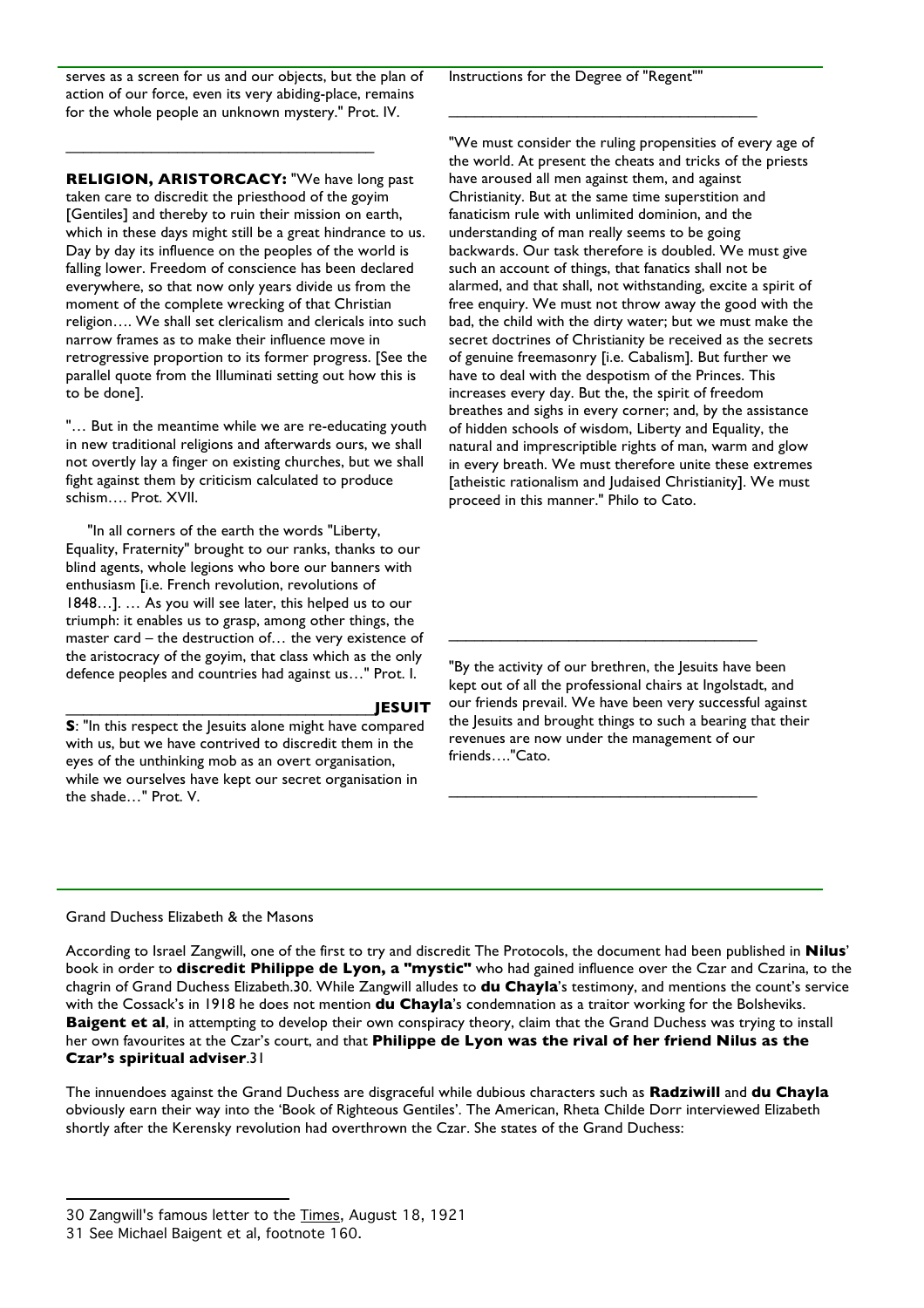serves as a screen for us and our objects, but the plan of action of our force, even its very abiding-place, remains for the whole people an unknown mystery." Prot. IV.

---

**RELIGION, ARISTORCACY:** "We have long past taken care to discredit the priesthood of the goyim [Gentiles] and thereby to ruin their mission on earth, which in these days might still be a great hindrance to us. Day by day its influence on the peoples of the world is falling lower. Freedom of conscience has been declared everywhere, so that now only years divide us from the moment of the complete wrecking of that Christian religion…. We shall set clericalism and clericals into such narrow frames as to make their influence move in retrogressive proportion to its former progress. [See the parallel quote from the Illuminati setting out how this is to be done].

"… But in the meantime while we are re-educating youth in new traditional religions and afterwards ours, we shall not overtly lay a finger on existing churches, but we shall fight against them by criticism calculated to produce schism…. Prot. XVII.

"In all corners of the earth the words "Liberty, Equality, Fraternity" brought to our ranks, thanks to our blind agents, whole legions who bore our banners with enthusiasm [i.e. French revolution, revolutions of 1848…]. … As you will see later, this helped us to our triumph: it enables us to grasp, among other things, the master card – the destruction of… the very existence of the aristocracy of the goyim, that class which as the only defence peoples and countries had against us…" Prot. I.

---

**JESUITS**: "In this respect the Jesuits alone might have compared with us, but we have contrived to discredit them in the eyes of the unthinking mob as an overt organisation, while we ourselves have kept our secret organisation in the shade…" Prot. V.

Instructions for the Degree of "Regent""

---

"We must consider the ruling propensities of every age of the world. At present the cheats and tricks of the priests have aroused all men against them, and against Christianity. But at the same time superstition and fanaticism rule with unlimited dominion, and the understanding of man really seems to be going backwards. Our task therefore is doubled. We must give such an account of things, that fanatics shall not be alarmed, and that shall, not withstanding, excite a spirit of free enquiry. We must not throw away the good with the bad, the child with the dirty water; but we must make the secret doctrines of Christianity be received as the secrets of genuine freemasonry [i.e. Cabalism]. But further we have to deal with the despotism of the Princes. This increases every day. But the, the spirit of freedom breathes and sighs in every corner; and, by the assistance of hidden schools of wisdom, Liberty and Equality, the natural and imprescriptible rights of man, warm and glow in every breath. We must therefore unite these extremes [atheistic rationalism and Judaised Christianity]. We must proceed in this manner." Philo to Cato.

---

"By the activity of our brethren, the Jesuits have been kept out of all the professional chairs at Ingolstadt, and our friends prevail. We have been very successful against the Jesuits and brought things to such a bearing that their revenues are now under the management of our friends…."Cato.

---

Grand Duchess Elizabeth & the Masons

According to Israel Zangwill, one of the first to try and discredit The Protocols, the document had been published in **Nilus**' book in order to **discredit Philippe de Lyon, a "mystic"** who had gained influence over the Czar and Czarina, to the chagrin of Grand Duchess Elizabeth.30. While Zangwill alludes to **du Chayla**'s testimony, and mentions the count's service with the Cossack's in 1918 he does not mention **du Chayla**'s condemnation as a traitor working for the Bolsheviks. **Baigent et al**, in attempting to develop their own conspiracy theory, claim that the Grand Duchess was trying to install her own favourites at the Czar's court, and that **Philippe de Lyon was the rival of her friend Nilus as the Czar's spiritual adviser**.31

The innuendoes against the Grand Duchess are disgraceful while dubious characters such as **Radziwill** and **du Chayla** obviously earn their way into the 'Book of Righteous Gentiles'. The American, Rheta Childe Dorr interviewed Elizabeth shortly after the Kerensky revolution had overthrown the Czar. She states of the Grand Duchess:

---

30 Zangwill's famous letter to the Times, August 18, 1921

31 See Michael Baigent et al, footnote 160.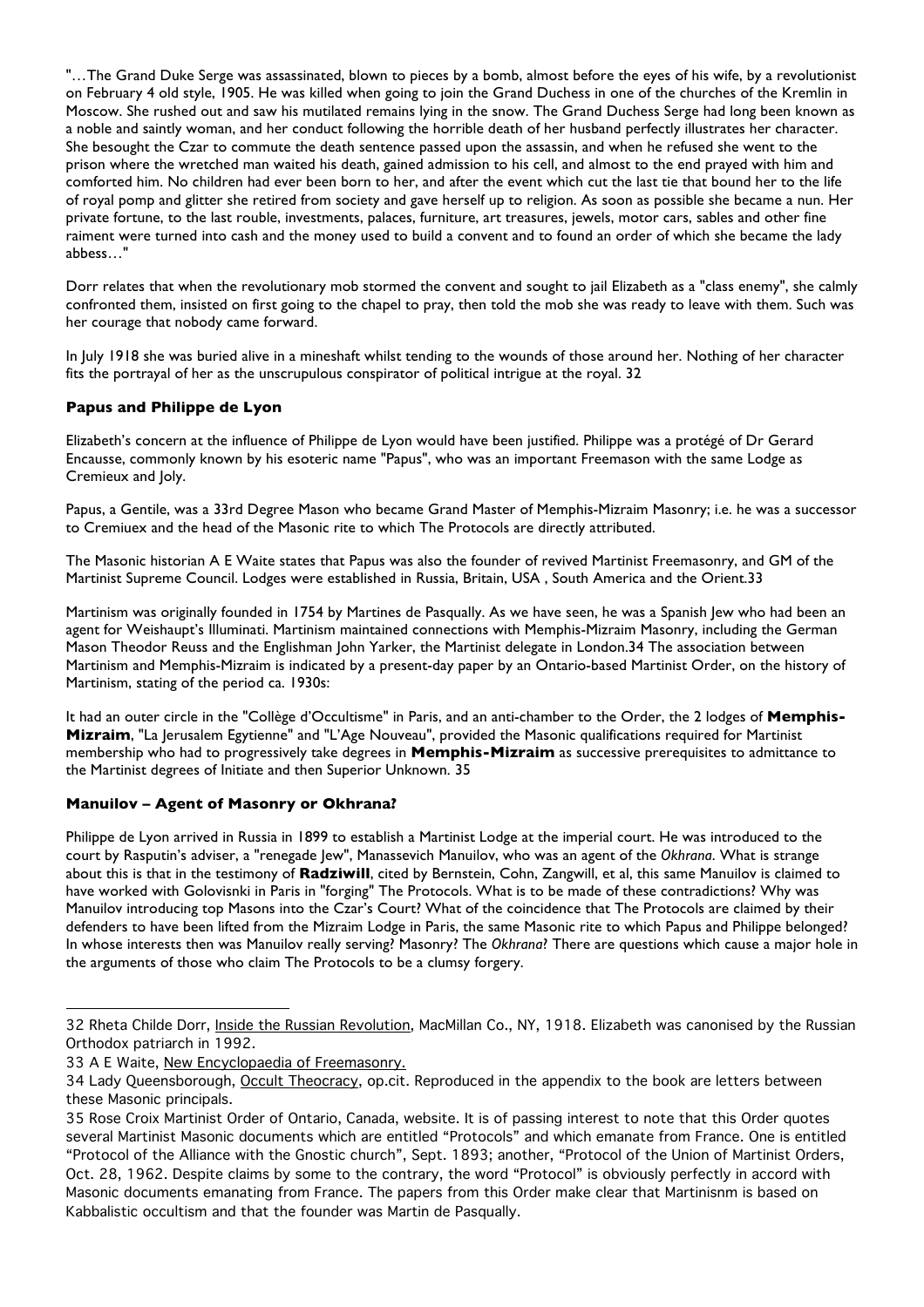"…The Grand Duke Serge was assassinated, blown to pieces by a bomb, almost before the eyes of his wife, by a revolutionist on February 4 old style, 1905. He was killed when going to join the Grand Duchess in one of the churches of the Kremlin in Moscow. She rushed out and saw his mutilated remains lying in the snow. The Grand Duchess Serge had long been known as a noble and saintly woman, and her conduct following the horrible death of her husband perfectly illustrates her character. She besought the Czar to commute the death sentence passed upon the assassin, and when he refused she went to the prison where the wretched man waited his death, gained admission to his cell, and almost to the end prayed with him and comforted him. No children had ever been born to her, and after the event which cut the last tie that bound her to the life of royal pomp and glitter she retired from society and gave herself up to religion. As soon as possible she became a nun. Her private fortune, to the last rouble, investments, palaces, furniture, art treasures, jewels, motor cars, sables and other fine raiment were turned into cash and the money used to build a convent and to found an order of which she became the lady abbess…"

Dorr relates that when the revolutionary mob stormed the convent and sought to jail Elizabeth as a "class enemy", she calmly confronted them, insisted on first going to the chapel to pray, then told the mob she was ready to leave with them. Such was her courage that nobody came forward.

In July 1918 she was buried alive in a mineshaft whilst tending to the wounds of those around her. Nothing of her character fits the portrayal of her as the unscrupulous conspirator of political intrigue at the royal. 32

### Papus and Philippe de Lyon

Elizabeth's concern at the influence of Philippe de Lyon would have been justified. Philippe was a protégé of Dr Gerard Encausse, commonly known by his esoteric name "Papus", who was an important Freemason with the same Lodge as Cremieux and Joly.

Papus, a Gentile, was a 33rd Degree Mason who became Grand Master of Memphis-Mizraim Masonry; i.e. he was a successor to Cremiuex and the head of the Masonic rite to which The Protocols are directly attributed.

The Masonic historian A E Waite states that Papus was also the founder of revived Martinist Freemasonry, and GM of the Martinist Supreme Council. Lodges were established in Russia, Britain, USA , South America and the Orient.33

Martinism was originally founded in 1754 by Martines de Pasqually. As we have seen, he was a Spanish Jew who had been an agent for Weishaupt's Illuminati. Martinism maintained connections with Memphis-Mizraim Masonry, including the German Mason Theodor Reuss and the Englishman John Yarker, the Martinist delegate in London.34 The association between Martinism and Memphis-Mizraim is indicated by a present-day paper by an Ontario-based Martinist Order, on the history of Martinism, stating of the period ca. 1930s:

It had an outer circle in the "Collège d'Occultisme" in Paris, and an anti-chamber to the Order, the 2 lodges of **Memphis-Mizraim**, "La Jerusalem Egytienne" and "L'Age Nouveau", provided the Masonic qualifications required for Martinist membership who had to progressively take degrees in **Memphis-Mizraim** as successive prerequisites to admittance to the Martinist degrees of Initiate and then Superior Unknown. 35

### Manuilov – Agent of Masonry or Okhrana?

Philippe de Lyon arrived in Russia in 1899 to establish a Martinist Lodge at the imperial court. He was introduced to the court by Rasputin's adviser, a "renegade Jew", Manassevich Manuilov, who was an agent of the *Okhrana*. What is strange about this is that in the testimony of **Radziwill**, cited by Bernstein, Cohn, Zangwill, et al, this same Manuilov is claimed to have worked with Golovisnki in Paris in "forging" The Protocols. What is to be made of these contradictions? Why was Manuilov introducing top Masons into the Czar's Court? What of the coincidence that The Protocols are claimed by their defenders to have been lifted from the Mizraim Lodge in Paris, the same Masonic rite to which Papus and Philippe belonged? In whose interests then was Manuilov really serving? Masonry? The *Okhrana*? There are questions which cause a major hole in the arguments of those who claim The Protocols to be a clumsy forgery.

---

32 Rheta Childe Dorr, Inside the Russian Revolution, MacMillan Co., NY, 1918. Elizabeth was canonised by the Russian Orthodox patriarch in 1992.

33 A E Waite, New Encyclopaedia of Freemasonry.

34 Lady Queensborough, Occult Theocracy, op.cit. Reproduced in the appendix to the book are letters between these Masonic principals.

35 Rose Croix Martinist Order of Ontario, Canada, website. It is of passing interest to note that this Order quotes several Martinist Masonic documents which are entitled "Protocols" and which emanate from France. One is entitled "Protocol of the Alliance with the Gnostic church", Sept. 1893; another, "Protocol of the Union of Martinist Orders, Oct. 28, 1962. Despite claims by some to the contrary, the word "Protocol" is obviously perfectly in accord with Masonic documents emanating from France. The papers from this Order make clear that Martinisnm is based on Kabbalistic occultism and that the founder was Martin de Pasqually.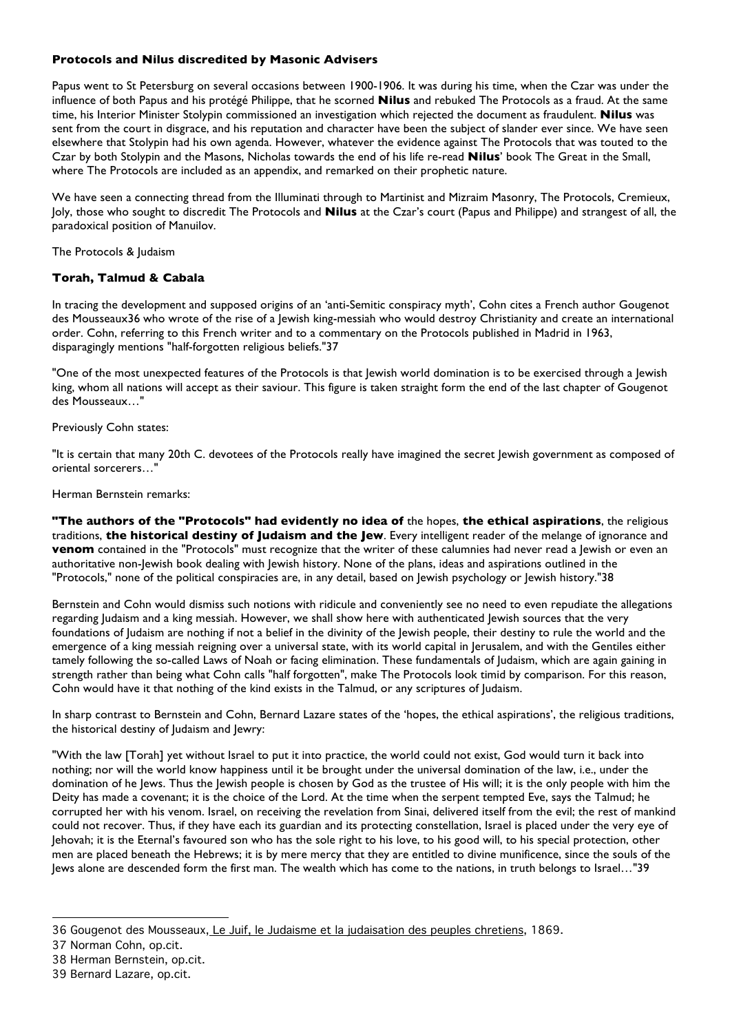**Protocols and Nilus discredited by Masonic Advisers**

Papus went to St Petersburg on several occasions between 1900-1906. It was during his time, when the Czar was under the influence of both Papus and his protégé Philippe, that he scorned **Nilus** and rebuked The Protocols as a fraud. At the same time, his Interior Minister Stolypin commissioned an investigation which rejected the document as fraudulent. **Nilus** was sent from the court in disgrace, and his reputation and character have been the subject of slander ever since. We have seen elsewhere that Stolypin had his own agenda. However, whatever the evidence against The Protocols that was touted to the Czar by both Stolypin and the Masons, Nicholas towards the end of his life re-read **Nilus**' book The Great in the Small, where The Protocols are included as an appendix, and remarked on their prophetic nature.

We have seen a connecting thread from the Illuminati through to Martinist and Mizraim Masonry, The Protocols, Cremieux, Joly, those who sought to discredit The Protocols and **Nilus** at the Czar's court (Papus and Philippe) and strangest of all, the paradoxical position of Manuilov.

The Protocols & Judaism

**Torah, Talmud & Cabala**

In tracing the development and supposed origins of an 'anti-Semitic conspiracy myth', Cohn cites a French author Gougenot des Mousseaux[36] who wrote of the rise of a Jewish king-messiah who would destroy Christianity and create an international order. Cohn, referring to this French writer and to a commentary on the Protocols published in Madrid in 1963, disparagingly mentions "half-forgotten religious beliefs."[37]

"One of the most unexpected features of the Protocols is that Jewish world domination is to be exercised through a Jewish king, whom all nations will accept as their saviour. This figure is taken straight form the end of the last chapter of Gougenot des Mousseaux…"

Previously Cohn states:

"It is certain that many 20th C. devotees of the Protocols really have imagined the secret Jewish government as composed of oriental sorcerers…"

Herman Bernstein remarks:

**"The authors of the "Protocols" had evidently no idea of** the hopes, **the ethical aspirations**, the religious traditions, **the historical destiny of Judaism and the Jew**. Every intelligent reader of the melange of ignorance and **venom** contained in the "Protocols" must recognize that the writer of these calumnies had never read a Jewish or even an authoritative non-Jewish book dealing with Jewish history. None of the plans, ideas and aspirations outlined in the "Protocols," none of the political conspiracies are, in any detail, based on Jewish psychology or Jewish history."[38]

Bernstein and Cohn would dismiss such notions with ridicule and conveniently see no need to even repudiate the allegations regarding Judaism and a king messiah. However, we shall show here with authenticated Jewish sources that the very foundations of Judaism are nothing if not a belief in the divinity of the Jewish people, their destiny to rule the world and the emergence of a king messiah reigning over a universal state, with its world capital in Jerusalem, and with the Gentiles either tamely following the so-called Laws of Noah or facing elimination. These fundamentals of Judaism, which are again gaining in strength rather than being what Cohn calls "half forgotten", make The Protocols look timid by comparison. For this reason, Cohn would have it that nothing of the kind exists in the Talmud, or any scriptures of Judaism.

In sharp contrast to Bernstein and Cohn, Bernard Lazare states of the 'hopes, the ethical aspirations', the religious traditions, the historical destiny of Judaism and Jewry:

"With the law [Torah] yet without Israel to put it into practice, the world could not exist, God would turn it back into nothing; nor will the world know happiness until it be brought under the universal domination of the law, i.e., under the domination of he Jews. Thus the Jewish people is chosen by God as the trustee of His will; it is the only people with him the Deity has made a covenant; it is the choice of the Lord. At the time when the serpent tempted Eve, says the Talmud; he corrupted her with his venom. Israel, on receiving the revelation from Sinai, delivered itself from the evil; the rest of mankind could not recover. Thus, if they have each its guardian and its protecting constellation, Israel is placed under the very eye of Jehovah; it is the Eternal's favoured son who has the sole right to his love, to his good will, to his special protection, other men are placed beneath the Hebrews; it is by mere mercy that they are entitled to divine munificence, since the souls of the Jews alone are descended form the first man. The wealth which has come to the nations, in truth belongs to Israel…"[39]

---

36 Gougenot des Mousseaux, Le Juif, le Judaisme et la judaisation des peuples chretiens, 1869.

37 Norman Cohn, op.cit.

38 Herman Bernstein, op.cit.

39 Bernard Lazare, op.cit.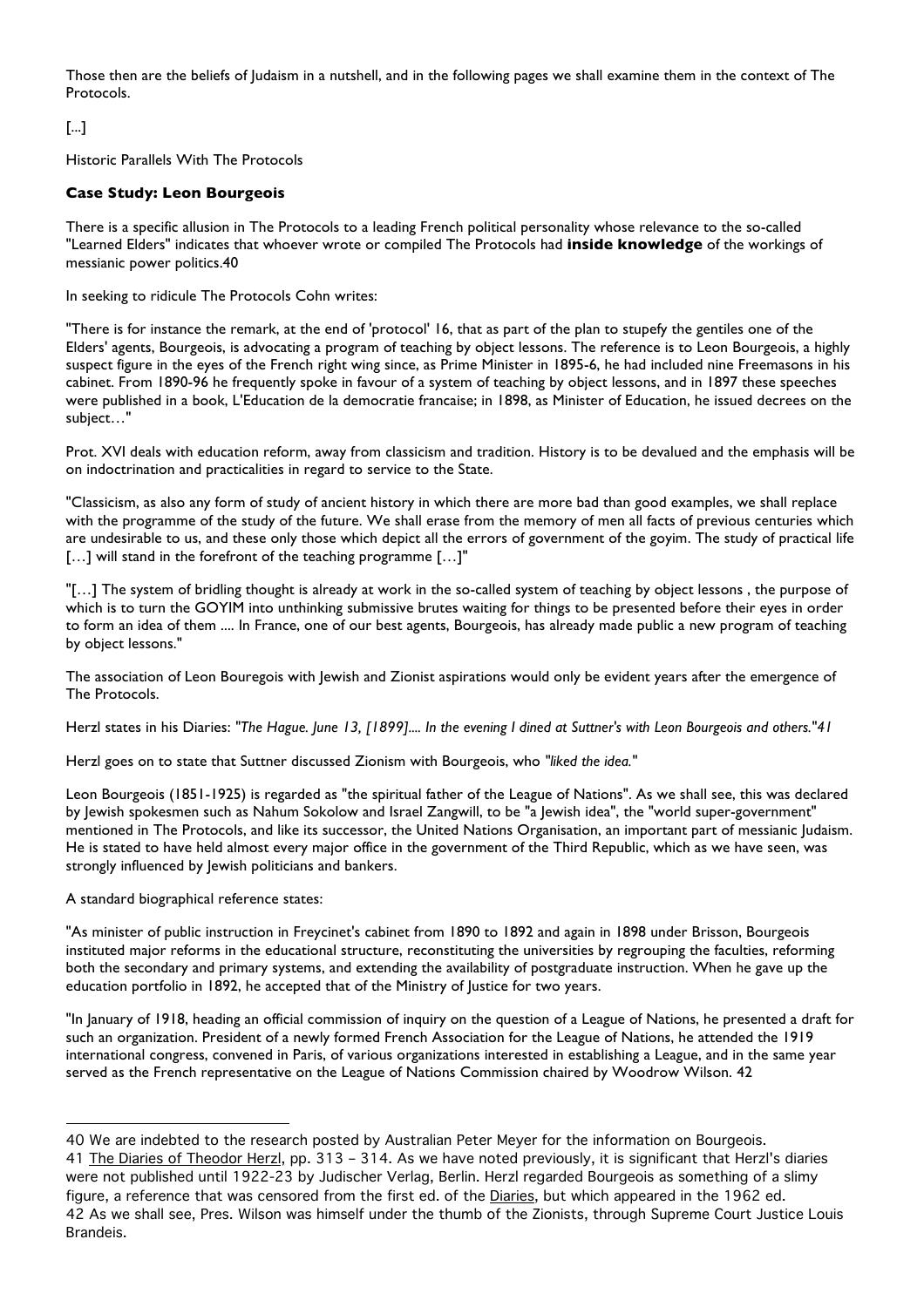Those then are the beliefs of Judaism in a nutshell, and in the following pages we shall examine them in the context of The Protocols.

[...]

Historic Parallels With The Protocols

**Case Study: Leon Bourgeois**

There is a specific allusion in The Protocols to a leading French political personality whose relevance to the so-called "Learned Elders" indicates that whoever wrote or compiled The Protocols had **inside knowledge** of the workings of messianic power politics.40

In seeking to ridicule The Protocols Cohn writes:

"There is for instance the remark, at the end of 'protocol' 16, that as part of the plan to stupefy the gentiles one of the Elders' agents, Bourgeois, is advocating a program of teaching by object lessons. The reference is to Leon Bourgeois, a highly suspect figure in the eyes of the French right wing since, as Prime Minister in 1895-6, he had included nine Freemasons in his cabinet. From 1890-96 he frequently spoke in favour of a system of teaching by object lessons, and in 1897 these speeches were published in a book, L'Education de la democratie francaise; in 1898, as Minister of Education, he issued decrees on the subject…"

Prot. XVI deals with education reform, away from classicism and tradition. History is to be devalued and the emphasis will be on indoctrination and practicalities in regard to service to the State.

"Classicism, as also any form of study of ancient history in which there are more bad than good examples, we shall replace with the programme of the study of the future. We shall erase from the memory of men all facts of previous centuries which are undesirable to us, and these only those which depict all the errors of government of the goyim. The study of practical life […] will stand in the forefront of the teaching programme […]"

"[…] The system of bridling thought is already at work in the so-called system of teaching by object lessons , the purpose of which is to turn the GOYIM into unthinking submissive brutes waiting for things to be presented before their eyes in order to form an idea of them .... In France, one of our best agents, Bourgeois, has already made public a new program of teaching by object lessons."

The association of Leon Bouregois with Jewish and Zionist aspirations would only be evident years after the emergence of The Protocols.

Herzl states in his Diaries: *"The Hague. June 13, [1899].... In the evening I dined at Suttner's with Leon Bourgeois and others."41*

Herzl goes on to state that Suttner discussed Zionism with Bourgeois, who *"liked the idea."*

Leon Bourgeois (1851-1925) is regarded as "the spiritual father of the League of Nations". As we shall see, this was declared by Jewish spokesmen such as Nahum Sokolow and Israel Zangwill, to be "a Jewish idea", the "world super-government" mentioned in The Protocols, and like its successor, the United Nations Organisation, an important part of messianic Judaism. He is stated to have held almost every major office in the government of the Third Republic, which as we have seen, was strongly influenced by Jewish politicians and bankers.

A standard biographical reference states:

"As minister of public instruction in Freycinet's cabinet from 1890 to 1892 and again in 1898 under Brisson, Bourgeois instituted major reforms in the educational structure, reconstituting the universities by regrouping the faculties, reforming both the secondary and primary systems, and extending the availability of postgraduate instruction. When he gave up the education portfolio in 1892, he accepted that of the Ministry of Justice for two years.

"In January of 1918, heading an official commission of inquiry on the question of a League of Nations, he presented a draft for such an organization. President of a newly formed French Association for the League of Nations, he attended the 1919 international congress, convened in Paris, of various organizations interested in establishing a League, and in the same year served as the French representative on the League of Nations Commission chaired by Woodrow Wilson. 42

---

40 We are indebted to the research posted by Australian Peter Meyer for the information on Bourgeois.

41 The Diaries of Theodor Herzl, pp. 313 – 314. As we have noted previously, it is significant that Herzl's diaries were not published until 1922-23 by Judischer Verlag, Berlin. Herzl regarded Bourgeois as something of a slimy figure, a reference that was censored from the first ed. of the Diaries, but which appeared in the 1962 ed.

42 As we shall see, Pres. Wilson was himself under the thumb of the Zionists, through Supreme Court Justice Louis Brandeis.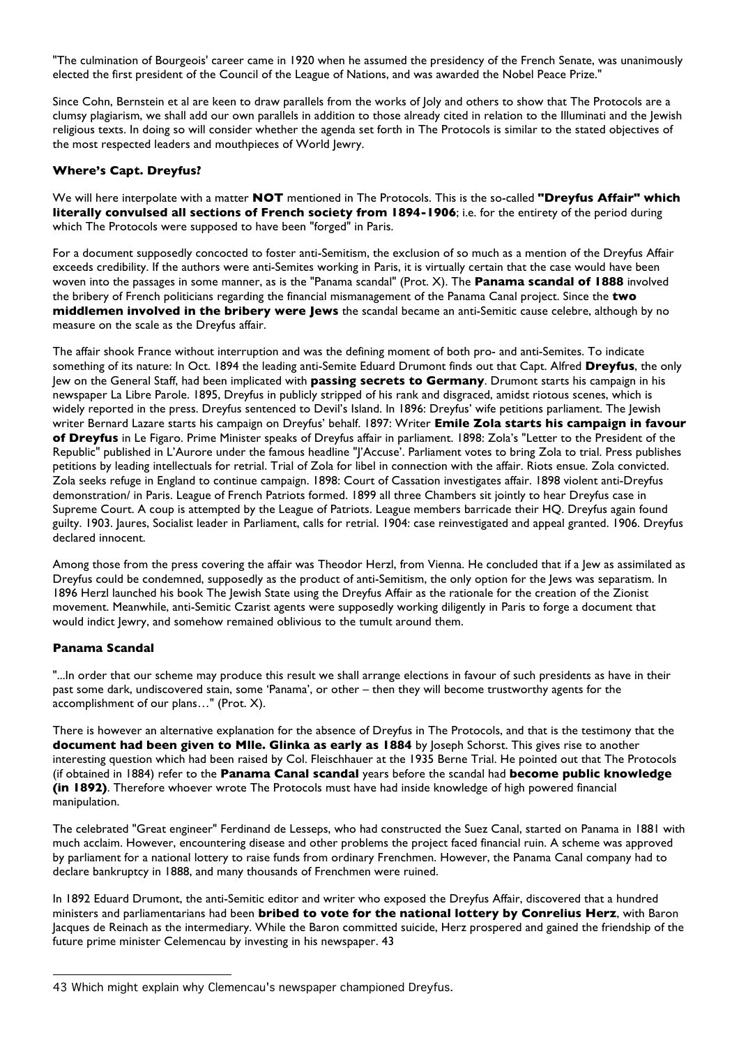"The culmination of Bourgeois' career came in 1920 when he assumed the presidency of the French Senate, was unanimously elected the first president of the Council of the League of Nations, and was awarded the Nobel Peace Prize."

Since Cohn, Bernstein et al are keen to draw parallels from the works of Joly and others to show that The Protocols are a clumsy plagiarism, we shall add our own parallels in addition to those already cited in relation to the Illuminati and the Jewish religious texts. In doing so will consider whether the agenda set forth in The Protocols is similar to the stated objectives of the most respected leaders and mouthpieces of World Jewry.

### Where's Capt. Dreyfus?

We will here interpolate with a matter **NOT** mentioned in The Protocols. This is the so-called **"Dreyfus Affair" which literally convulsed all sections of French society from 1894-1906**; i.e. for the entirety of the period during which The Protocols were supposed to have been "forged" in Paris.

For a document supposedly concocted to foster anti-Semitism, the exclusion of so much as a mention of the Dreyfus Affair exceeds credibility. If the authors were anti-Semites working in Paris, it is virtually certain that the case would have been woven into the passages in some manner, as is the "Panama scandal" (Prot. X). The **Panama scandal of 1888** involved the bribery of French politicians regarding the financial mismanagement of the Panama Canal project. Since the **two middlemen involved in the bribery were Jews** the scandal became an anti-Semitic cause celebre, although by no measure on the scale as the Dreyfus affair.

The affair shook France without interruption and was the defining moment of both pro- and anti-Semites. To indicate something of its nature: In Oct. 1894 the leading anti-Semite Eduard Drumont finds out that Capt. Alfred **Dreyfus**, the only Jew on the General Staff, had been implicated with **passing secrets to Germany**. Drumont starts his campaign in his newspaper La Libre Parole. 1895, Dreyfus in publicly stripped of his rank and disgraced, amidst riotous scenes, which is widely reported in the press. Dreyfus sentenced to Devil's Island. In 1896: Dreyfus' wife petitions parliament. The Jewish writer Bernard Lazare starts his campaign on Dreyfus' behalf. 1897: Writer **Emile Zola starts his campaign in favour of Dreyfus** in Le Figaro. Prime Minister speaks of Dreyfus affair in parliament. 1898: Zola's "Letter to the President of the Republic" published in L'Aurore under the famous headline "J'Accuse'. Parliament votes to bring Zola to trial. Press publishes petitions by leading intellectuals for retrial. Trial of Zola for libel in connection with the affair. Riots ensue. Zola convicted. Zola seeks refuge in England to continue campaign. 1898: Court of Cassation investigates affair. 1898 violent anti-Dreyfus demonstration/ in Paris. League of French Patriots formed. 1899 all three Chambers sit jointly to hear Dreyfus case in Supreme Court. A coup is attempted by the League of Patriots. League members barricade their HQ. Dreyfus again found guilty. 1903. Jaures, Socialist leader in Parliament, calls for retrial. 1904: case reinvestigated and appeal granted. 1906. Dreyfus declared innocent.

Among those from the press covering the affair was Theodor Herzl, from Vienna. He concluded that if a Jew as assimilated as Dreyfus could be condemned, supposedly as the product of anti-Semitism, the only option for the Jews was separatism. In 1896 Herzl launched his book The Jewish State using the Dreyfus Affair as the rationale for the creation of the Zionist movement. Meanwhile, anti-Semitic Czarist agents were supposedly working diligently in Paris to forge a document that would indict Jewry, and somehow remained oblivious to the tumult around them.

### Panama Scandal

"...In order that our scheme may produce this result we shall arrange elections in favour of such presidents as have in their past some dark, undiscovered stain, some 'Panama', or other – then they will become trustworthy agents for the accomplishment of our plans…" (Prot. X).

There is however an alternative explanation for the absence of Dreyfus in The Protocols, and that is the testimony that the **document had been given to Mlle. Glinka as early as 1884** by Joseph Schorst. This gives rise to another interesting question which had been raised by Col. Fleischhauer at the 1935 Berne Trial. He pointed out that The Protocols (if obtained in 1884) refer to the **Panama Canal scandal** years before the scandal had **become public knowledge (in 1892)**. Therefore whoever wrote The Protocols must have had inside knowledge of high powered financial manipulation.

The celebrated "Great engineer" Ferdinand de Lesseps, who had constructed the Suez Canal, started on Panama in 1881 with much acclaim. However, encountering disease and other problems the project faced financial ruin. A scheme was approved by parliament for a national lottery to raise funds from ordinary Frenchmen. However, the Panama Canal company had to declare bankruptcy in 1888, and many thousands of Frenchmen were ruined.

In 1892 Eduard Drumont, the anti-Semitic editor and writer who exposed the Dreyfus Affair, discovered that a hundred ministers and parliamentarians had been **bribed to vote for the national lottery by Conrelius Herz**, with Baron Jacques de Reinach as the intermediary. While the Baron committed suicide, Herz prospered and gained the friendship of the future prime minister Celemencau by investing in his newspaper. 43

---

43 Which might explain why Clemencau's newspaper championed Dreyfus.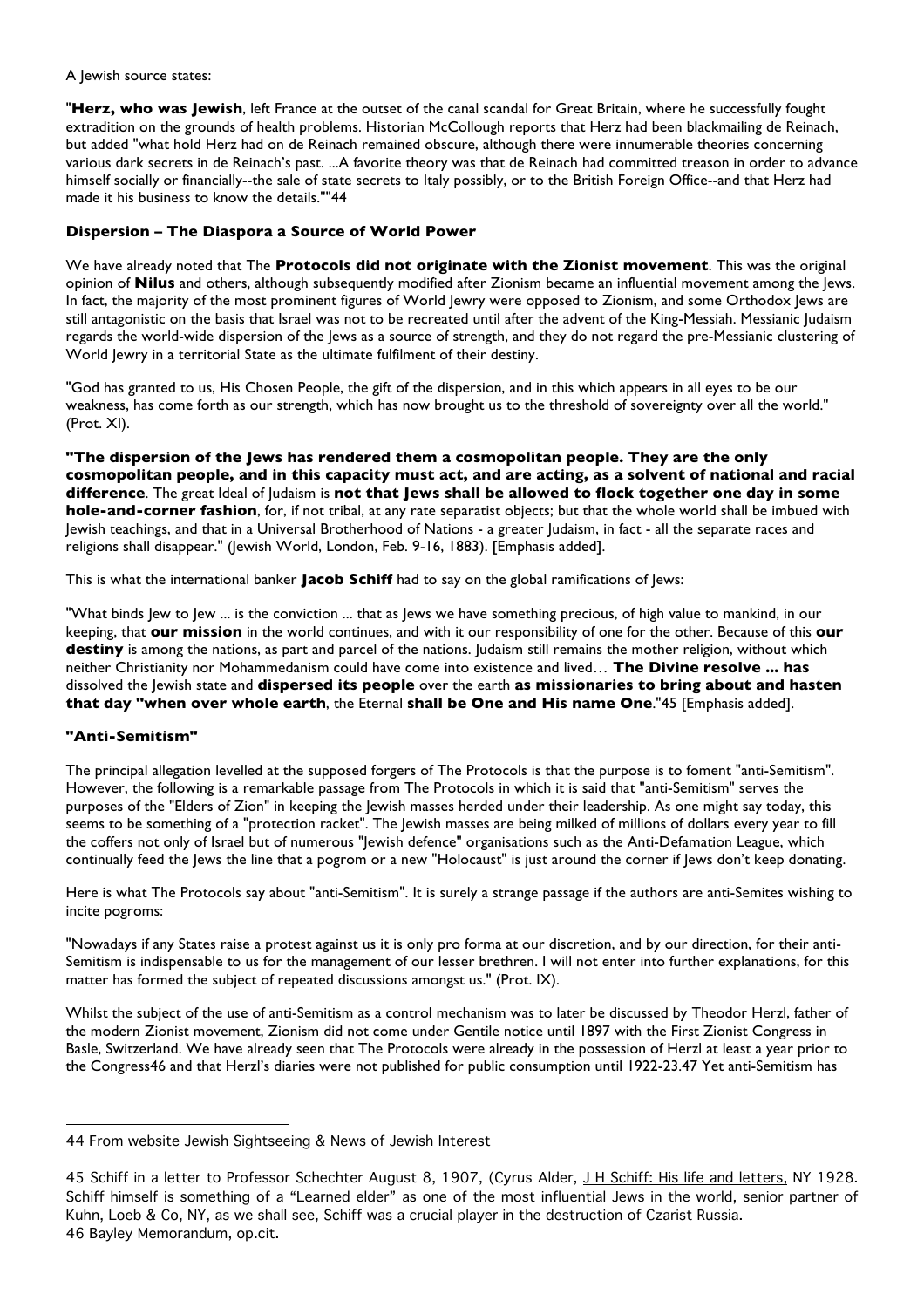A Jewish source states:

"**Herz, who was Jewish**, left France at the outset of the canal scandal for Great Britain, where he successfully fought extradition on the grounds of health problems. Historian McCollough reports that Herz had been blackmailing de Reinach, but added "what hold Herz had on de Reinach remained obscure, although there were innumerable theories concerning various dark secrets in de Reinach's past. ...A favorite theory was that de Reinach had committed treason in order to advance himself socially or financially--the sale of state secrets to Italy possibly, or to the British Foreign Office--and that Herz had made it his business to know the details.""[44]

### Dispersion – The Diaspora a Source of World Power

We have already noted that The **Protocols did not originate with the Zionist movement**. This was the original opinion of **Nilus** and others, although subsequently modified after Zionism became an influential movement among the Jews. In fact, the majority of the most prominent figures of World Jewry were opposed to Zionism, and some Orthodox Jews are still antagonistic on the basis that Israel was not to be recreated until after the advent of the King-Messiah. Messianic Judaism regards the world-wide dispersion of the Jews as a source of strength, and they do not regard the pre-Messianic clustering of World Jewry in a territorial State as the ultimate fulfilment of their destiny.

"God has granted to us, His Chosen People, the gift of the dispersion, and in this which appears in all eyes to be our weakness, has come forth as our strength, which has now brought us to the threshold of sovereignty over all the world." (Prot. XI).

**"The dispersion of the Jews has rendered them a cosmopolitan people. They are the only cosmopolitan people, and in this capacity must act, and are acting, as a solvent of national and racial difference**. The great Ideal of Judaism is **not that Jews shall be allowed to flock together one day in some hole-and-corner fashion**, for, if not tribal, at any rate separatist objects; but that the whole world shall be imbued with Jewish teachings, and that in a Universal Brotherhood of Nations - a greater Judaism, in fact - all the separate races and religions shall disappear." (Jewish World, London, Feb. 9-16, 1883). [Emphasis added].

This is what the international banker **Jacob Schiff** had to say on the global ramifications of Jews:

"What binds Jew to Jew ... is the conviction ... that as Jews we have something precious, of high value to mankind, in our keeping, that **our mission** in the world continues, and with it our responsibility of one for the other. Because of this **our destiny** is among the nations, as part and parcel of the nations. Judaism still remains the mother religion, without which neither Christianity nor Mohammedanism could have come into existence and lived… **The Divine resolve ... has** dissolved the Jewish state and **dispersed its people** over the earth **as missionaries to bring about and hasten that day "when over whole earth**, the Eternal **shall be One and His name One**."[45] [Emphasis added].

### "Anti-Semitism"

The principal allegation levelled at the supposed forgers of The Protocols is that the purpose is to foment "anti-Semitism". However, the following is a remarkable passage from The Protocols in which it is said that "anti-Semitism" serves the purposes of the "Elders of Zion" in keeping the Jewish masses herded under their leadership. As one might say today, this seems to be something of a "protection racket". The Jewish masses are being milked of millions of dollars every year to fill the coffers not only of Israel but of numerous "Jewish defence" organisations such as the Anti-Defamation League, which continually feed the Jews the line that a pogrom or a new "Holocaust" is just around the corner if Jews don't keep donating.

Here is what The Protocols say about "anti-Semitism". It is surely a strange passage if the authors are anti-Semites wishing to incite pogroms:

"Nowadays if any States raise a protest against us it is only pro forma at our discretion, and by our direction, for their anti-Semitism is indispensable to us for the management of our lesser brethren. I will not enter into further explanations, for this matter has formed the subject of repeated discussions amongst us." (Prot. IX).

Whilst the subject of the use of anti-Semitism as a control mechanism was to later be discussed by Theodor Herzl, father of the modern Zionist movement, Zionism did not come under Gentile notice until 1897 with the First Zionist Congress in Basle, Switzerland. We have already seen that The Protocols were already in the possession of Herzl at least a year prior to the Congress[46] and that Herzl's diaries were not published for public consumption until 1922-23.[47] Yet anti-Semitism has

---

44 From website Jewish Sightseeing & News of Jewish Interest

45 Schiff in a letter to Professor Schechter August 8, 1907, (Cyrus Alder, J H Schiff: His life and letters, NY 1928. Schiff himself is something of a "Learned elder" as one of the most influential Jews in the world, senior partner of Kuhn, Loeb & Co, NY, as we shall see, Schiff was a crucial player in the destruction of Czarist Russia.

46 Bayley Memorandum, op.cit.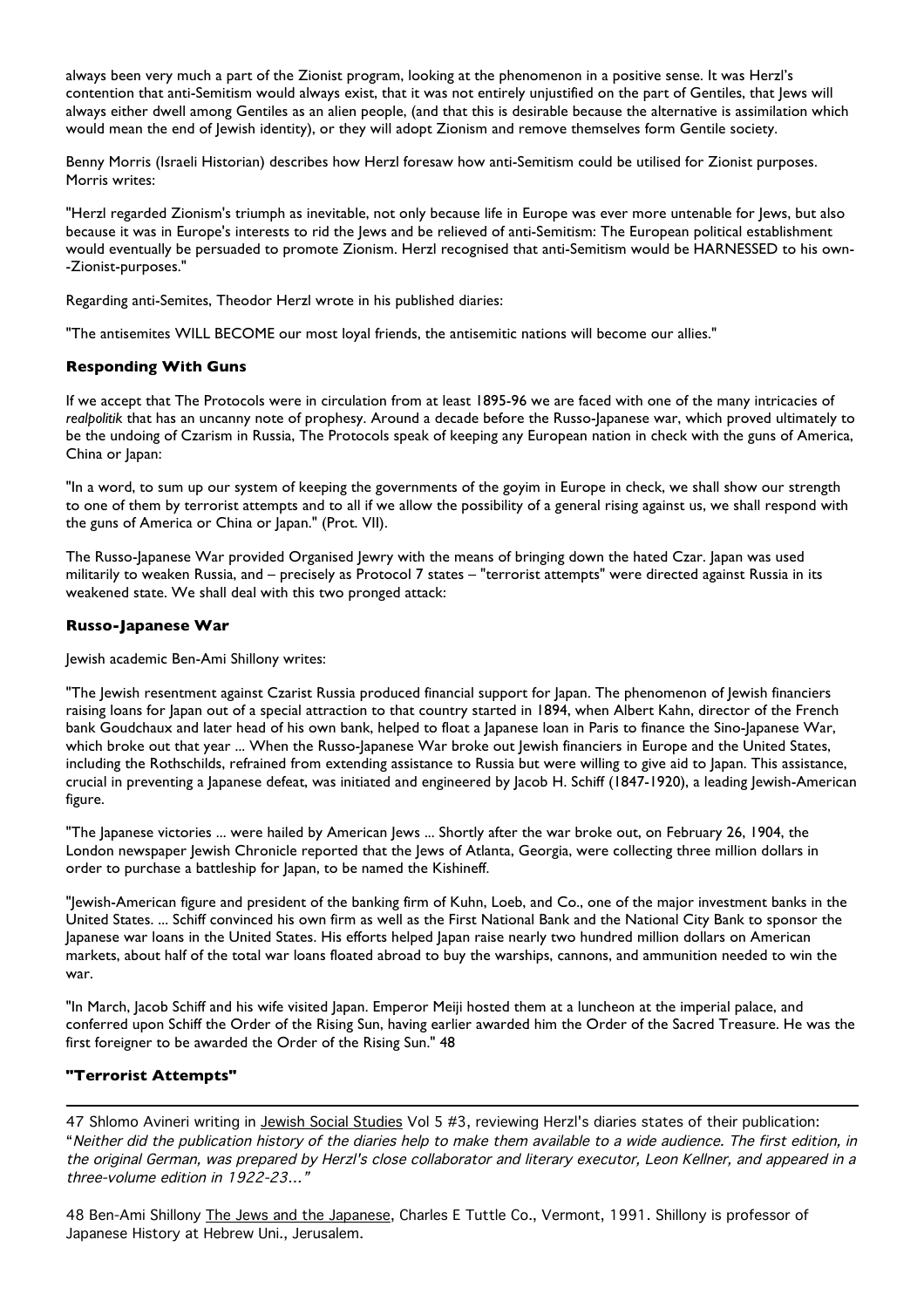always been very much a part of the Zionist program, looking at the phenomenon in a positive sense. It was Herzl's contention that anti-Semitism would always exist, that it was not entirely unjustified on the part of Gentiles, that Jews will always either dwell among Gentiles as an alien people, (and that this is desirable because the alternative is assimilation which would mean the end of Jewish identity), or they will adopt Zionism and remove themselves form Gentile society.

Benny Morris (Israeli Historian) describes how Herzl foresaw how anti-Semitism could be utilised for Zionist purposes. Morris writes:

"Herzl regarded Zionism's triumph as inevitable, not only because life in Europe was ever more untenable for Jews, but also because it was in Europe's interests to rid the Jews and be relieved of anti-Semitism: The European political establishment would eventually be persuaded to promote Zionism. Herzl recognised that anti-Semitism would be HARNESSED to his own--Zionist-purposes."

Regarding anti-Semites, Theodor Herzl wrote in his published diaries:

"The antisemites WILL BECOME our most loyal friends, the antisemitic nations will become our allies."

### Responding With Guns

If we accept that The Protocols were in circulation from at least 1895-96 we are faced with one of the many intricacies of *realpolitik* that has an uncanny note of prophesy. Around a decade before the Russo-Japanese war, which proved ultimately to be the undoing of Czarism in Russia, The Protocols speak of keeping any European nation in check with the guns of America, China or Japan:

"In a word, to sum up our system of keeping the governments of the goyim in Europe in check, we shall show our strength to one of them by terrorist attempts and to all if we allow the possibility of a general rising against us, we shall respond with the guns of America or China or Japan." (Prot. VII).

The Russo-Japanese War provided Organised Jewry with the means of bringing down the hated Czar. Japan was used militarily to weaken Russia, and – precisely as Protocol 7 states – "terrorist attempts" were directed against Russia in its weakened state. We shall deal with this two pronged attack:

### Russo-Japanese War

Jewish academic Ben-Ami Shillony writes:

"The Jewish resentment against Czarist Russia produced financial support for Japan. The phenomenon of Jewish financiers raising loans for Japan out of a special attraction to that country started in 1894, when Albert Kahn, director of the French bank Goudchaux and later head of his own bank, helped to float a Japanese loan in Paris to finance the Sino-Japanese War, which broke out that year ... When the Russo-Japanese War broke out Jewish financiers in Europe and the United States, including the Rothschilds, refrained from extending assistance to Russia but were willing to give aid to Japan. This assistance, crucial in preventing a Japanese defeat, was initiated and engineered by Jacob H. Schiff (1847-1920), a leading Jewish-American figure.

"The Japanese victories ... were hailed by American Jews ... Shortly after the war broke out, on February 26, 1904, the London newspaper Jewish Chronicle reported that the Jews of Atlanta, Georgia, were collecting three million dollars in order to purchase a battleship for Japan, to be named the Kishineff.

"Jewish-American figure and president of the banking firm of Kuhn, Loeb, and Co., one of the major investment banks in the United States. ... Schiff convinced his own firm as well as the First National Bank and the National City Bank to sponsor the Japanese war loans in the United States. His efforts helped Japan raise nearly two hundred million dollars on American markets, about half of the total war loans floated abroad to buy the warships, cannons, and ammunition needed to win the war.

"In March, Jacob Schiff and his wife visited Japan. Emperor Meiji hosted them at a luncheon at the imperial palace, and conferred upon Schiff the Order of the Rising Sun, having earlier awarded him the Order of the Sacred Treasure. He was the first foreigner to be awarded the Order of the Rising Sun." 48

### "Terrorist Attempts"

---

47 Shlomo Avineri writing in Jewish Social Studies Vol 5 #3, reviewing Herzl's diaries states of their publication: "*Neither did the publication history of the diaries help to make them available to a wide audience. The first edition, in the original German, was prepared by Herzl's close collaborator and literary executor, Leon Kellner, and appeared in a three-volume edition in 1922-23...*"

48 Ben-Ami Shillony The Jews and the Japanese, Charles E Tuttle Co., Vermont, 1991. Shillony is professor of Japanese History at Hebrew Uni., Jerusalem.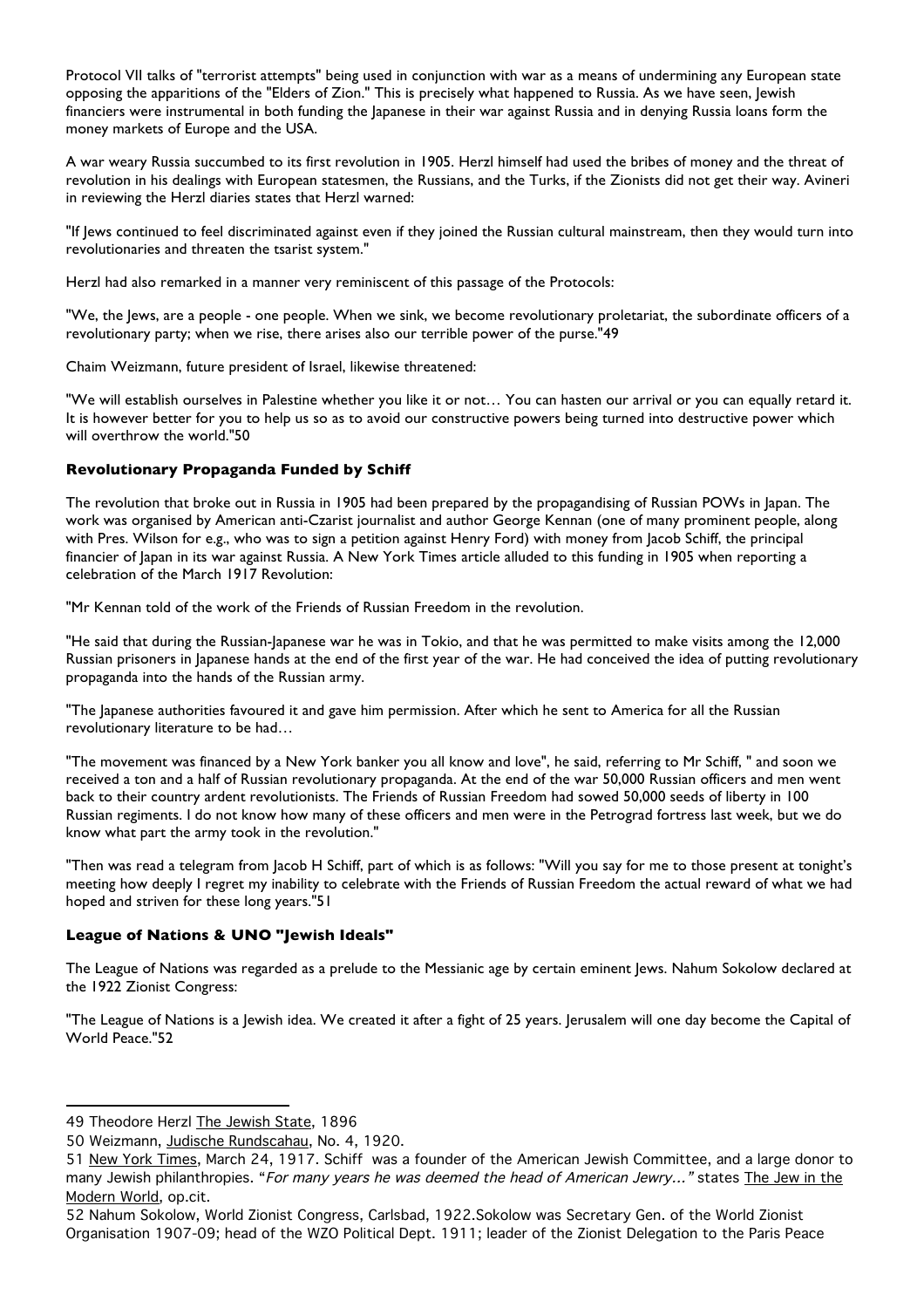Protocol VII talks of "terrorist attempts" being used in conjunction with war as a means of undermining any European state opposing the apparitions of the "Elders of Zion." This is precisely what happened to Russia. As we have seen, Jewish financiers were instrumental in both funding the Japanese in their war against Russia and in denying Russia loans form the money markets of Europe and the USA.

A war weary Russia succumbed to its first revolution in 1905. Herzl himself had used the bribes of money and the threat of revolution in his dealings with European statesmen, the Russians, and the Turks, if the Zionists did not get their way. Avineri in reviewing the Herzl diaries states that Herzl warned:

"If Jews continued to feel discriminated against even if they joined the Russian cultural mainstream, then they would turn into revolutionaries and threaten the tsarist system."

Herzl had also remarked in a manner very reminiscent of this passage of the Protocols:

"We, the Jews, are a people - one people. When we sink, we become revolutionary proletariat, the subordinate officers of a revolutionary party; when we rise, there arises also our terrible power of the purse."49

Chaim Weizmann, future president of Israel, likewise threatened:

"We will establish ourselves in Palestine whether you like it or not… You can hasten our arrival or you can equally retard it. It is however better for you to help us so as to avoid our constructive powers being turned into destructive power which will overthrow the world."50

### Revolutionary Propaganda Funded by Schiff

The revolution that broke out in Russia in 1905 had been prepared by the propagandising of Russian POWs in Japan. The work was organised by American anti-Czarist journalist and author George Kennan (one of many prominent people, along with Pres. Wilson for e.g., who was to sign a petition against Henry Ford) with money from Jacob Schiff, the principal financier of Japan in its war against Russia. A New York Times article alluded to this funding in 1905 when reporting a celebration of the March 1917 Revolution:

"Mr Kennan told of the work of the Friends of Russian Freedom in the revolution.

"He said that during the Russian-Japanese war he was in Tokio, and that he was permitted to make visits among the 12,000 Russian prisoners in Japanese hands at the end of the first year of the war. He had conceived the idea of putting revolutionary propaganda into the hands of the Russian army.

"The Japanese authorities favoured it and gave him permission. After which he sent to America for all the Russian revolutionary literature to be had…

"The movement was financed by a New York banker you all know and love", he said, referring to Mr Schiff, " and soon we received a ton and a half of Russian revolutionary propaganda. At the end of the war 50,000 Russian officers and men went back to their country ardent revolutionists. The Friends of Russian Freedom had sowed 50,000 seeds of liberty in 100 Russian regiments. I do not know how many of these officers and men were in the Petrograd fortress last week, but we do know what part the army took in the revolution."

"Then was read a telegram from Jacob H Schiff, part of which is as follows: "Will you say for me to those present at tonight's meeting how deeply I regret my inability to celebrate with the Friends of Russian Freedom the actual reward of what we had hoped and striven for these long years."51

### League of Nations & UNO "Jewish Ideals"

The League of Nations was regarded as a prelude to the Messianic age by certain eminent Jews. Nahum Sokolow declared at the 1922 Zionist Congress:

"The League of Nations is a Jewish idea. We created it after a fight of 25 years. Jerusalem will one day become the Capital of World Peace."52

---

49 Theodore Herzl The Jewish State, 1896

50 Weizmann, Judische Rundschacau, No. 4, 1920.

51 New York Times, March 24, 1917. Schiff was a founder of the American Jewish Committee, and a large donor to many Jewish philanthropies. "*For many years he was deemed the head of American Jewry…*" states The Jew in the Modern World, op.cit.

52 Nahum Sokolow, World Zionist Congress, Carlsbad, 1922.Sokolow was Secretary Gen. of the World Zionist Organisation 1907-09; head of the WZO Political Dept. 1911; leader of the Zionist Delegation to the Paris Peace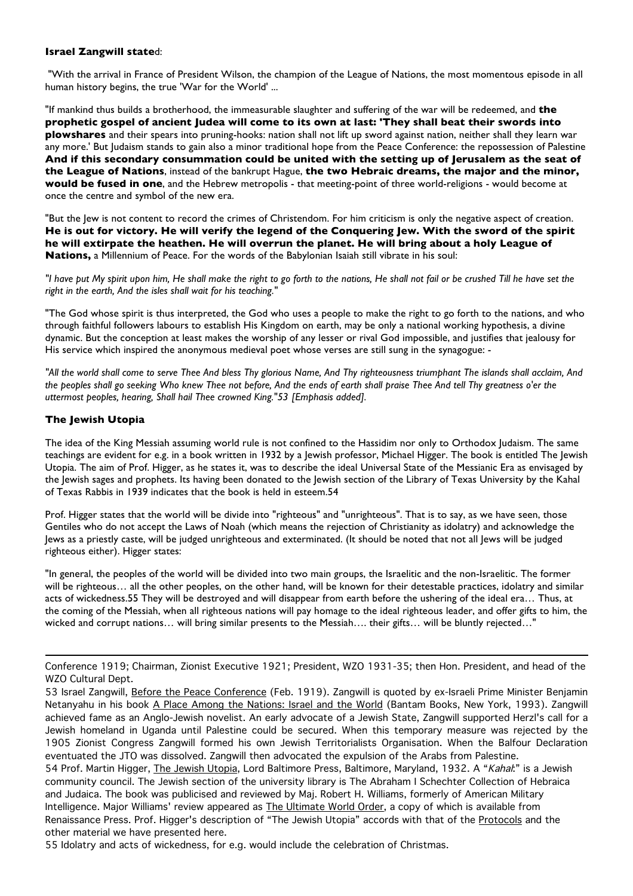**Israel Zangwill state**d:

"With the arrival in France of President Wilson, the champion of the League of Nations, the most momentous episode in all human history begins, the true 'War for the World' ...

"If mankind thus builds a brotherhood, the immeasurable slaughter and suffering of the war will be redeemed, and **the prophetic gospel of ancient Judea will come to its own at last: 'They shall beat their swords into plowshares** and their spears into pruning-hooks: nation shall not lift up sword against nation, neither shall they learn war any more.' But Judaism stands to gain also a minor traditional hope from the Peace Conference: the repossession of Palestine **And if this secondary consummation could be united with the setting up of Jerusalem as the seat of the League of Nations**, instead of the bankrupt Hague, **the two Hebraic dreams, the major and the minor, would be fused in one**, and the Hebrew metropolis - that meeting-point of three world-religions - would become at once the centre and symbol of the new era.

"But the Jew is not content to record the crimes of Christendom. For him criticism is only the negative aspect of creation. **He is out for victory. He will verify the legend of the Conquering Jew. With the sword of the spirit he will extirpate the heathen. He will overrun the planet. He will bring about a holy League of Nations,** a Millennium of Peace. For the words of the Babylonian Isaiah still vibrate in his soul:

*"I have put My spirit upon him, He shall make the right to go forth to the nations, He shall not fail or be crushed Till he have set the right in the earth, And the isles shall wait for his teaching."*

"The God whose spirit is thus interpreted, the God who uses a people to make the right to go forth to the nations, and who through faithful followers labours to establish His Kingdom on earth, may be only a national working hypothesis, a divine dynamic. But the conception at least makes the worship of any lesser or rival God impossible, and justifies that jealousy for His service which inspired the anonymous medieval poet whose verses are still sung in the synagogue: -

*"All the world shall come to serve Thee And bless Thy glorious Name, And Thy righteousness triumphant The islands shall acclaim, And the peoples shall go seeking Who knew Thee not before, And the ends of earth shall praise Thee And tell Thy greatness o'er the uttermost peoples, hearing, Shall hail Thee crowned King."53 [Emphasis added].*

### The Jewish Utopia

The idea of the King Messiah assuming world rule is not confined to the Hassidim nor only to Orthodox Judaism. The same teachings are evident for e.g. in a book written in 1932 by a Jewish professor, Michael Higger. The book is entitled The Jewish Utopia. The aim of Prof. Higger, as he states it, was to describe the ideal Universal State of the Messianic Era as envisaged by the Jewish sages and prophets. Its having been donated to the Jewish section of the Library of Texas University by the Kahal of Texas Rabbis in 1939 indicates that the book is held in esteem.54

Prof. Higger states that the world will be divide into "righteous" and "unrighteous". That is to say, as we have seen, those Gentiles who do not accept the Laws of Noah (which means the rejection of Christianity as idolatry) and acknowledge the Jews as a priestly caste, will be judged unrighteous and exterminated. (It should be noted that not all Jews will be judged righteous either). Higger states:

"In general, the peoples of the world will be divided into two main groups, the Israelitic and the non-Israelitic. The former will be righteous… all the other peoples, on the other hand, will be known for their detestable practices, idolatry and similar acts of wickedness.55 They will be destroyed and will disappear from earth before the ushering of the ideal era… Thus, at the coming of the Messiah, when all righteous nations will pay homage to the ideal righteous leader, and offer gifts to him, the wicked and corrupt nations… will bring similar presents to the Messiah…. their gifts… will be bluntly rejected…"

---

Conference 1919; Chairman, Zionist Executive 1921; President, WZO 1931-35; then Hon. President, and head of the WZO Cultural Dept.

53 Israel Zangwill, Before the Peace Conference (Feb. 1919). Zangwill is quoted by ex-Israeli Prime Minister Benjamin Netanyahu in his book A Place Among the Nations: Israel and the World (Bantam Books, New York, 1993). Zangwill achieved fame as an Anglo-Jewish novelist. An early advocate of a Jewish State, Zangwill supported Herzl's call for a Jewish homeland in Uganda until Palestine could be secured. When this temporary measure was rejected by the 1905 Zionist Congress Zangwill formed his own Jewish Territorialists Organisation. When the Balfour Declaration eventuated the JTO was dissolved. Zangwill then advocated the expulsion of the Arabs from Palestine.

54 Prof. Martin Higger, The Jewish Utopia, Lord Baltimore Press, Baltimore, Maryland, 1932. A "*Kahal*:" is a Jewish community council. The Jewish section of the university library is The Abraham I Schechter Collection of Hebraica and Judaica. The book was publicised and reviewed by Maj. Robert H. Williams, formerly of American Military Intelligence. Major Williams' review appeared as The Ultimate World Order, a copy of which is available from Renaissance Press. Prof. Higger's description of "The Jewish Utopia" accords with that of the Protocols and the other material we have presented here.

55 Idolatry and acts of wickedness, for e.g. would include the celebration of Christmas.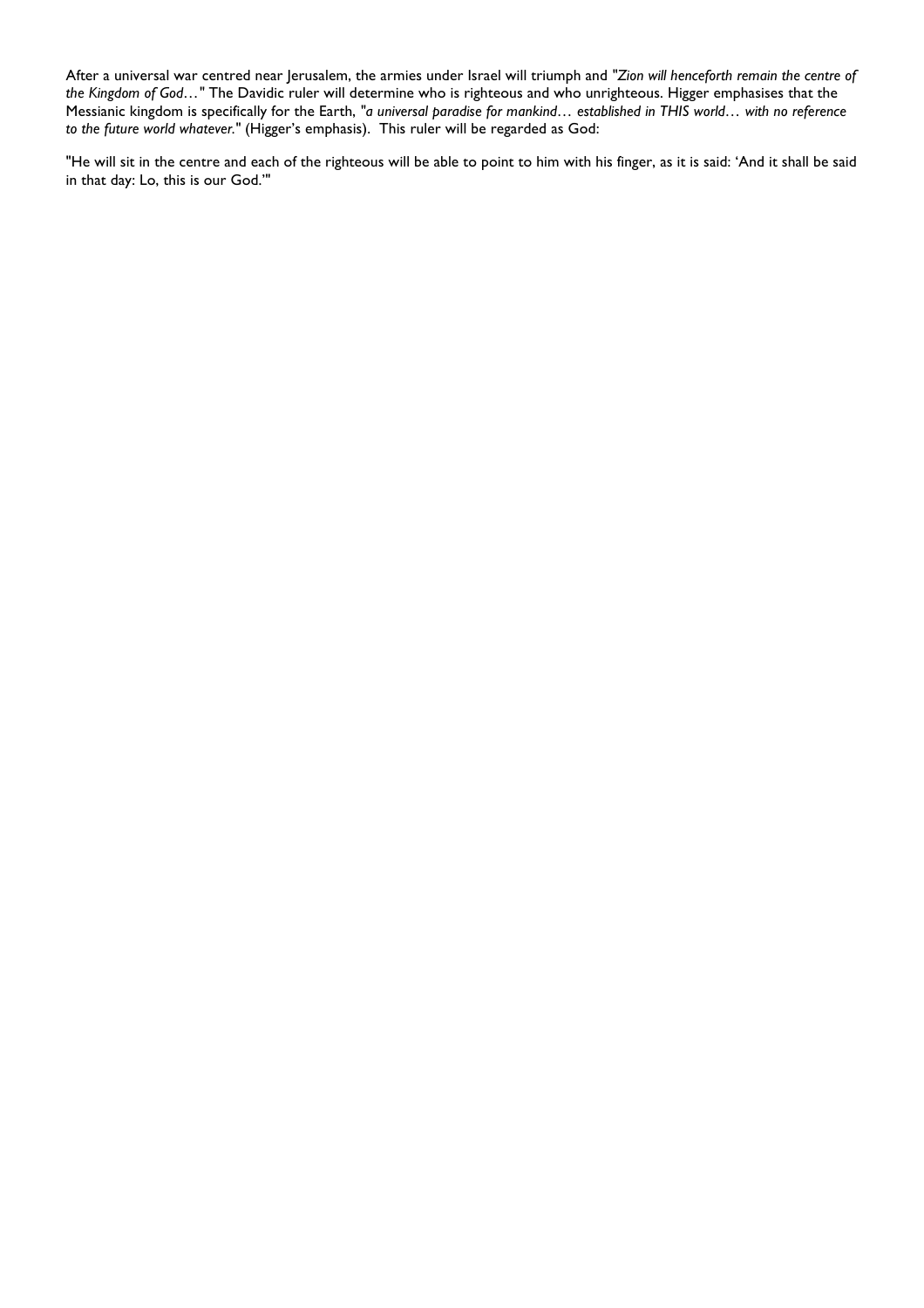After a universal war centred near Jerusalem, the armies under Israel will triumph and "*Zion will henceforth remain the centre of the Kingdom of God…*" The Davidic ruler will determine who is righteous and who unrighteous. Higger emphasises that the Messianic kingdom is specifically for the Earth, "*a universal paradise for mankind… established in THIS world… with no reference to the future world whatever.*" (Higger's emphasis). This ruler will be regarded as God:

"He will sit in the centre and each of the righteous will be able to point to him with his finger, as it is said: 'And it shall be said in that day: Lo, this is our God.'"